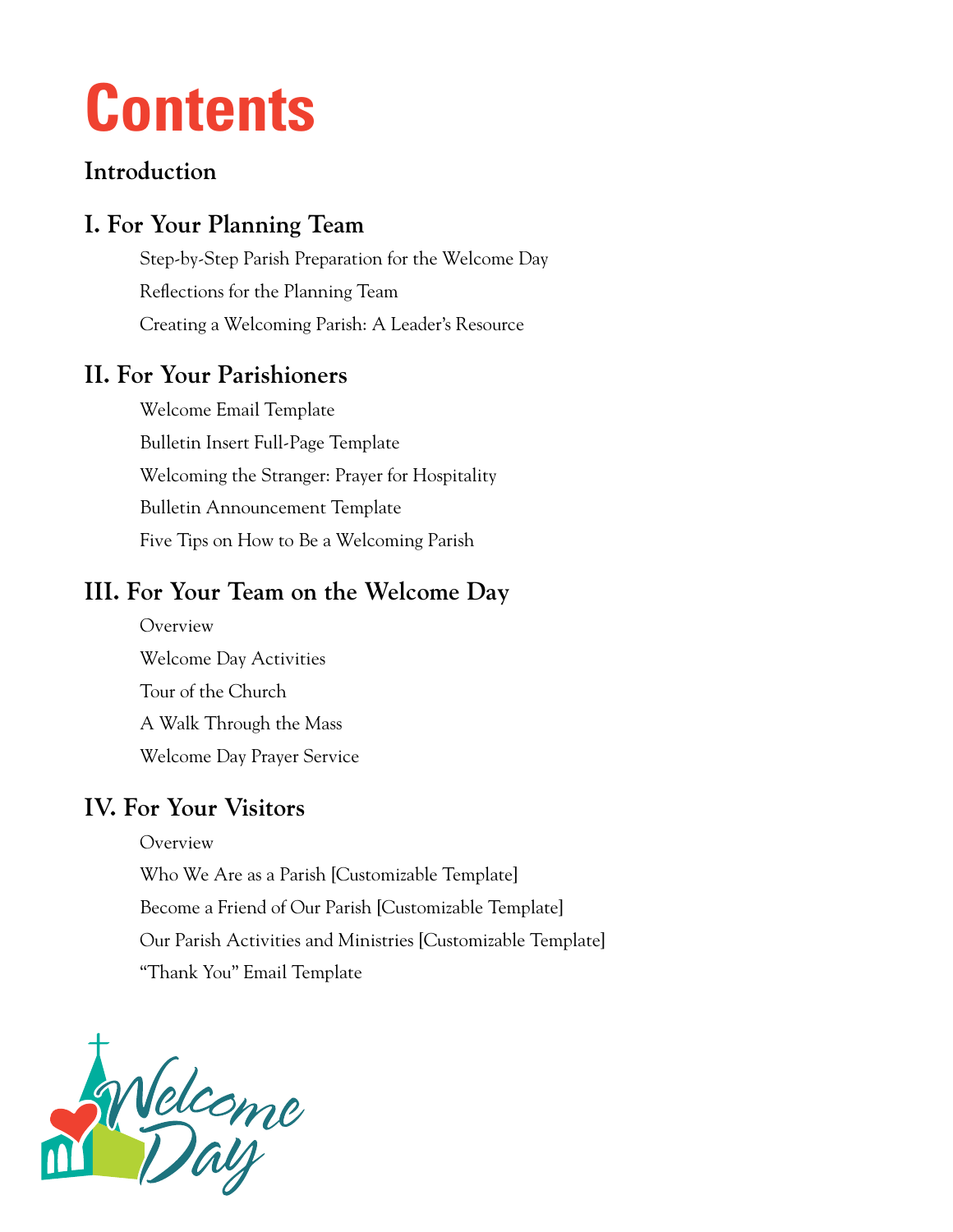# Contents

## Introduction

## I. For Your Planning Team

- Step-by-Step Parish Preparation for the Welcome Day
- Reflections for the Planning Team
- Creating a Welcoming Parish: A Leader's Resource

## II. For Your Parishioners

- Welcome Email Template
- Bulletin Insert Full-Page Template
- Welcoming the Stranger: Prayer for Hospitality
- Bulletin Announcement Template
- Five Tips on How to Be a Welcoming Parish

## III. For Your Team on the Welcome Day

- Overview
- Welcome Day Activities
- Tour of the Church
- A Walk Through the Mass
- Welcome Day Prayer Service

## IV. For Your Visitors

- Overview
- Who We Are as a Parish [Customizable Template]
- Become a Friend of Our Parish [Customizable Template]
- Our Parish Activities and Ministries [Customizable Template]
- "Thank You" Email Template

Welcome Day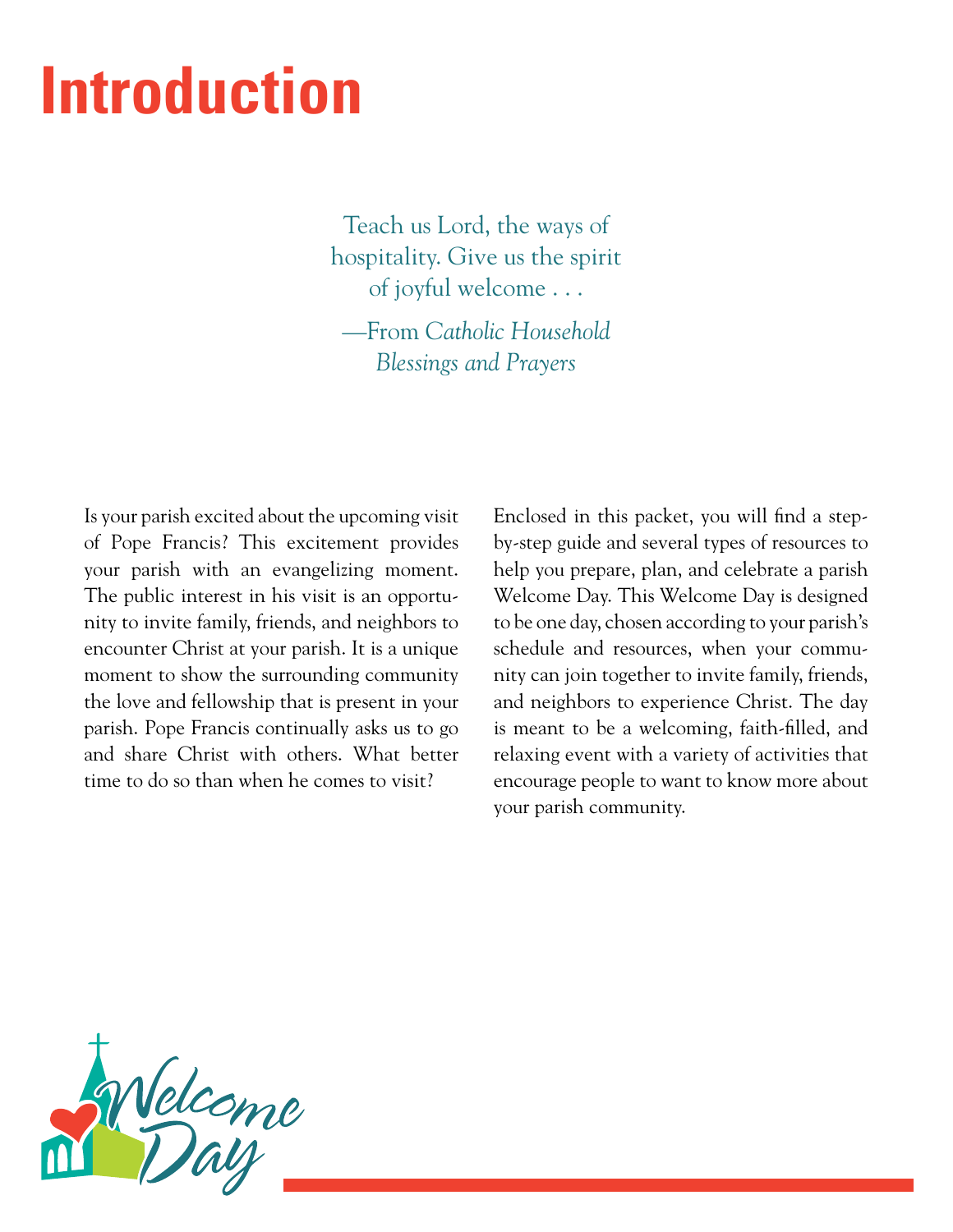# Introduction

> Teach us Lord, the ways of hospitality. Give us the spirit of joyful welcome . . .
>
> —From *Catholic Household Blessings and Prayers*

Is your parish excited about the upcoming visit of Pope Francis? This excitement provides your parish with an evangelizing moment. The public interest in his visit is an opportunity to invite family, friends, and neighbors to encounter Christ at your parish. It is a unique moment to show the surrounding community the love and fellowship that is present in your parish. Pope Francis continually asks us to go and share Christ with others. What better time to do so than when he comes to visit?

Enclosed in this packet, you will find a step-by-step guide and several types of resources to help you prepare, plan, and celebrate a parish Welcome Day. This Welcome Day is designed to be one day, chosen according to your parish's schedule and resources, when your community can join together to invite family, friends, and neighbors to experience Christ. The day is meant to be a welcoming, faith-filled, and relaxing event with a variety of activities that encourage people to want to know more about your parish community.

Welcome Day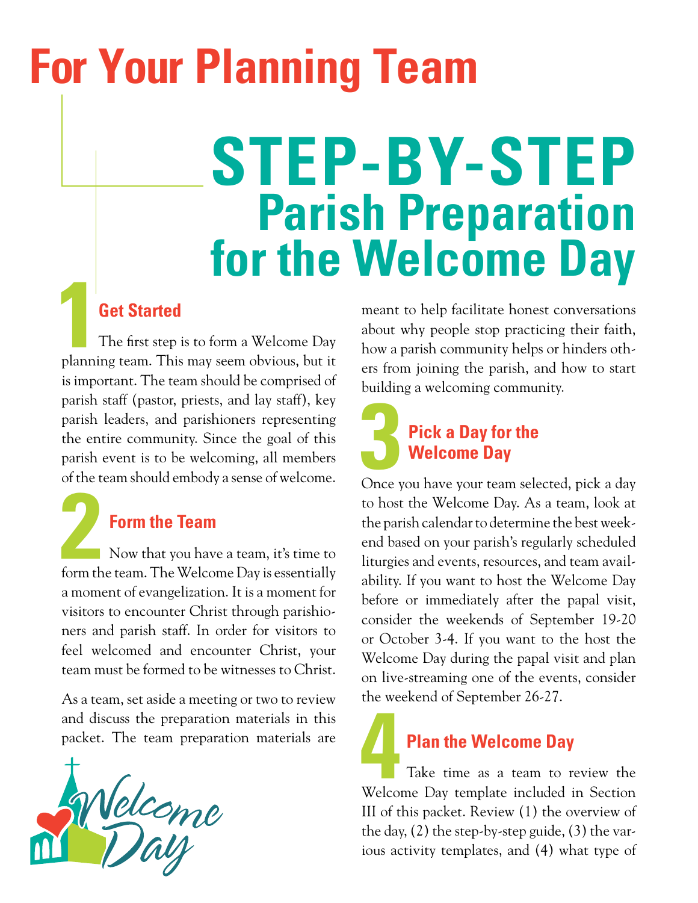# For Your Planning Team

# STEP-BY-STEP
## Parish Preparation for the Welcome Day

### 1 Get Started

The first step is to form a Welcome Day planning team. This may seem obvious, but it is important. The team should be comprised of parish staff (pastor, priests, and lay staff), key parish leaders, and parishioners representing the entire community. Since the goal of this parish event is to be welcoming, all members of the team should embody a sense of welcome.

### 2 Form the Team

Now that you have a team, it's time to form the team. The Welcome Day is essentially a moment of evangelization. It is a moment for visitors to encounter Christ through parishioners and parish staff. In order for visitors to feel welcomed and encounter Christ, your team must be formed to be witnesses to Christ.

As a team, set aside a meeting or two to review and discuss the preparation materials in this packet. The team preparation materials are meant to help facilitate honest conversations about why people stop practicing their faith, how a parish community helps or hinders others from joining the parish, and how to start building a welcoming community.

### 3 Pick a Day for the Welcome Day

Once you have your team selected, pick a day to host the Welcome Day. As a team, look at the parish calendar to determine the best weekend based on your parish's regularly scheduled liturgies and events, resources, and team availability. If you want to host the Welcome Day before or immediately after the papal visit, consider the weekends of September 19-20 or October 3-4. If you want to the host the Welcome Day during the papal visit and plan on live-streaming one of the events, consider the weekend of September 26-27.

### 4 Plan the Welcome Day

Take time as a team to review the Welcome Day template included in Section III of this packet. Review (1) the overview of the day, (2) the step-by-step guide, (3) the various activity templates, and (4) what type of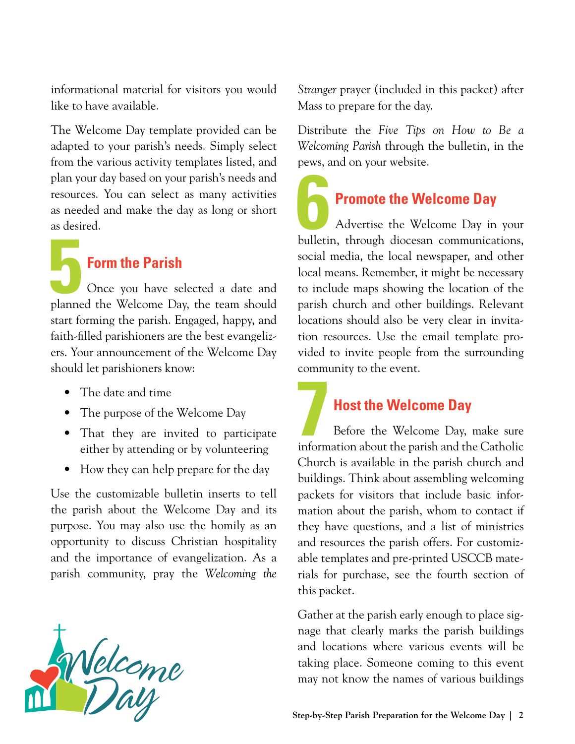informational material for visitors you would like to have available.

The Welcome Day template provided can be adapted to your parish's needs. Simply select from the various activity templates listed, and plan your day based on your parish's needs and resources. You can select as many activities as needed and make the day as long or short as desired.

## 5 Form the Parish

Once you have selected a date and planned the Welcome Day, the team should start forming the parish. Engaged, happy, and faith-filled parishioners are the best evangelizers. Your announcement of the Welcome Day should let parishioners know:

- The date and time
- The purpose of the Welcome Day
- That they are invited to participate either by attending or by volunteering
- How they can help prepare for the day

Use the customizable bulletin inserts to tell the parish about the Welcome Day and its purpose. You may also use the homily as an opportunity to discuss Christian hospitality and the importance of evangelization. As a parish community, pray the *Welcoming the Stranger* prayer (included in this packet) after Mass to prepare for the day.

Distribute the *Five Tips on How to Be a Welcoming Parish* through the bulletin, in the pews, and on your website.

## 6 Promote the Welcome Day

Advertise the Welcome Day in your bulletin, through diocesan communications, social media, the local newspaper, and other local means. Remember, it might be necessary to include maps showing the location of the parish church and other buildings. Relevant locations should also be very clear in invitation resources. Use the email template provided to invite people from the surrounding community to the event.

## 7 Host the Welcome Day

Before the Welcome Day, make sure information about the parish and the Catholic Church is available in the parish church and buildings. Think about assembling welcoming packets for visitors that include basic information about the parish, whom to contact if they have questions, and a list of ministries and resources the parish offers. For customizable templates and pre-printed USCCB materials for purchase, see the fourth section of this packet.

Gather at the parish early enough to place signage that clearly marks the parish buildings and locations where various events will be taking place. Someone coming to this event may not know the names of various buildings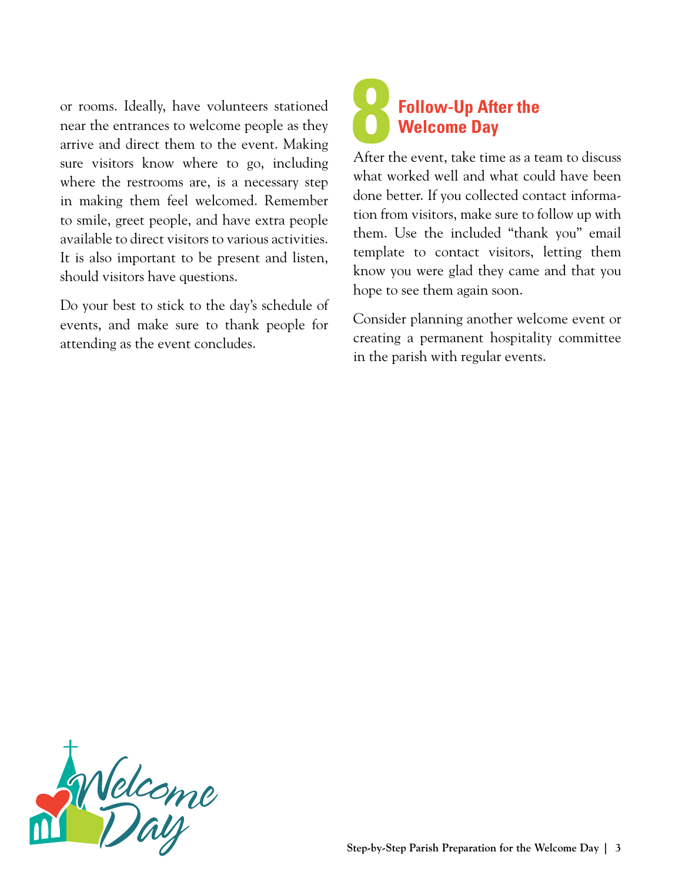or rooms. Ideally, have volunteers stationed near the entrances to welcome people as they arrive and direct them to the event. Making sure visitors know where to go, including where the restrooms are, is a necessary step in making them feel welcomed. Remember to smile, greet people, and have extra people available to direct visitors to various activities. It is also important to be present and listen, should visitors have questions.

Do your best to stick to the day's schedule of events, and make sure to thank people for attending as the event concludes.

## 8 Follow-Up After the Welcome Day

After the event, take time as a team to discuss what worked well and what could have been done better. If you collected contact information from visitors, make sure to follow up with them. Use the included "thank you" email template to contact visitors, letting them know you were glad they came and that you hope to see them again soon.

Consider planning another welcome event or creating a permanent hospitality committee in the parish with regular events.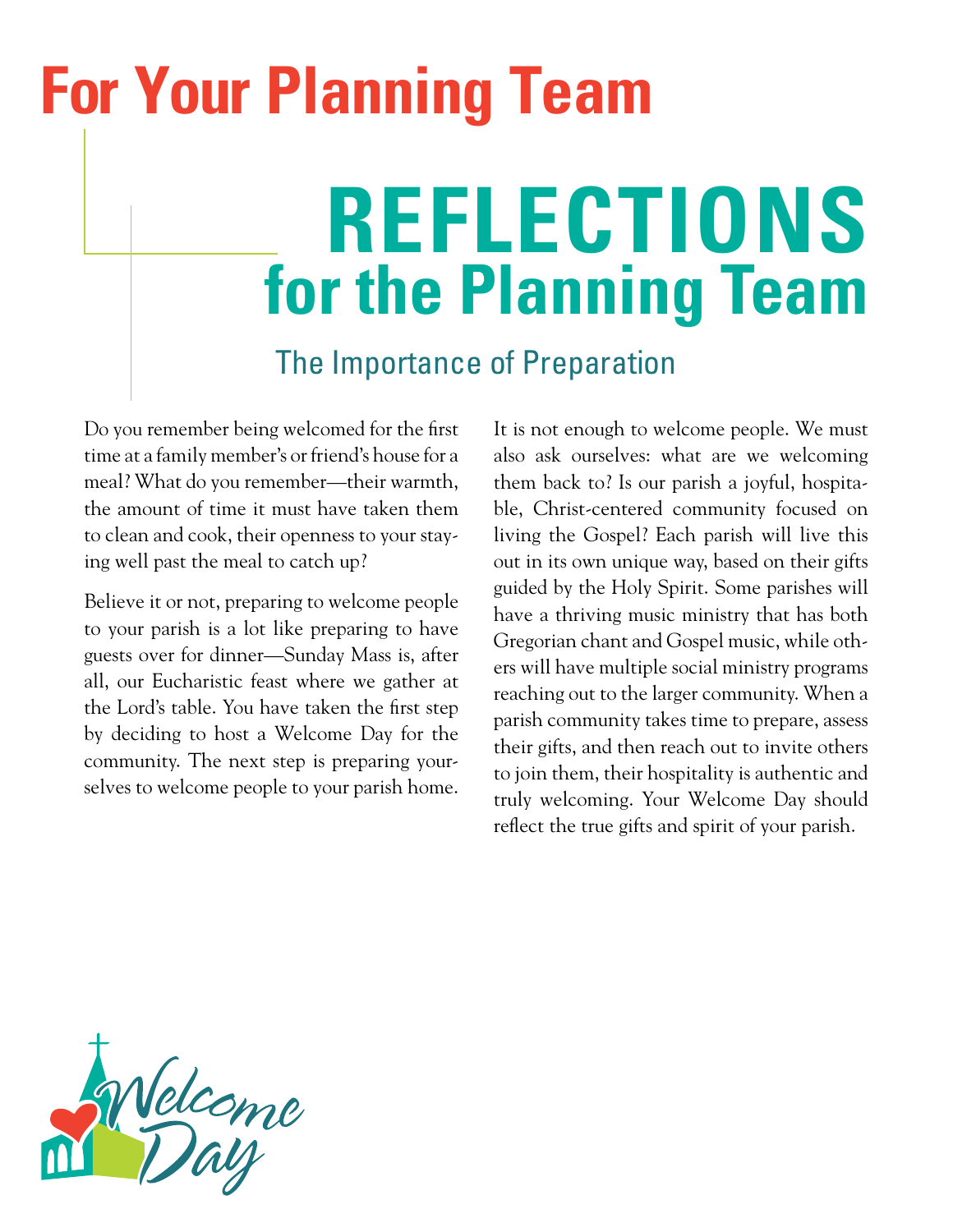# For Your Planning Team

## REFLECTIONS for the Planning Team

### The Importance of Preparation

Do you remember being welcomed for the first time at a family member's or friend's house for a meal? What do you remember—their warmth, the amount of time it must have taken them to clean and cook, their openness to your staying well past the meal to catch up?

Believe it or not, preparing to welcome people to your parish is a lot like preparing to have guests over for dinner—Sunday Mass is, after all, our Eucharistic feast where we gather at the Lord's table. You have taken the first step by deciding to host a Welcome Day for the community. The next step is preparing yourselves to welcome people to your parish home.

It is not enough to welcome people. We must also ask ourselves: what are we welcoming them back to? Is our parish a joyful, hospitable, Christ-centered community focused on living the Gospel? Each parish will live this out in its own unique way, based on their gifts guided by the Holy Spirit. Some parishes will have a thriving music ministry that has both Gregorian chant and Gospel music, while others will have multiple social ministry programs reaching out to the larger community. When a parish community takes time to prepare, assess their gifts, and then reach out to invite others to join them, their hospitality is authentic and truly welcoming. Your Welcome Day should reflect the true gifts and spirit of your parish.

Welcome Day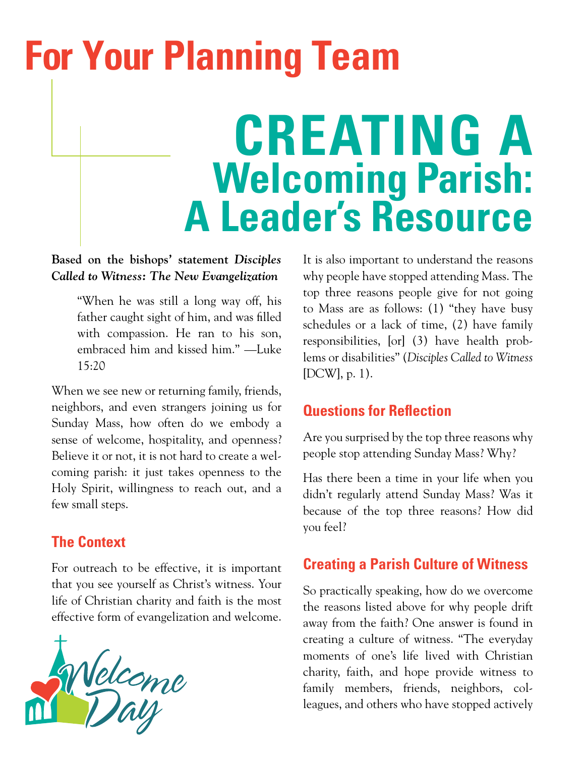# For Your Planning Team

# CREATING A Welcoming Parish: A Leader's Resource

**Based on the bishops' statement *Disciples Called to Witness: The New Evangelization***

> "When he was still a long way off, his father caught sight of him, and was filled with compassion. He ran to his son, embraced him and kissed him." —Luke 15:20

When we see new or returning family, friends, neighbors, and even strangers joining us for Sunday Mass, how often do we embody a sense of welcome, hospitality, and openness? Believe it or not, it is not hard to create a welcoming parish: it just takes openness to the Holy Spirit, willingness to reach out, and a few small steps.

## The Context

For outreach to be effective, it is important that you see yourself as Christ's witness. Your life of Christian charity and faith is the most effective form of evangelization and welcome.

Welcome Day

It is also important to understand the reasons why people have stopped attending Mass. The top three reasons people give for not going to Mass are as follows: (1) "they have busy schedules or a lack of time, (2) have family responsibilities, [or] (3) have health problems or disabilities" (*Disciples Called to Witness* [DCW], p. 1).

## Questions for Reflection

Are you surprised by the top three reasons why people stop attending Sunday Mass? Why?

Has there been a time in your life when you didn't regularly attend Sunday Mass? Was it because of the top three reasons? How did you feel?

## Creating a Parish Culture of Witness

So practically speaking, how do we overcome the reasons listed above for why people drift away from the faith? One answer is found in creating a culture of witness. "The everyday moments of one's life lived with Christian charity, faith, and hope provide witness to family members, friends, neighbors, colleagues, and others who have stopped actively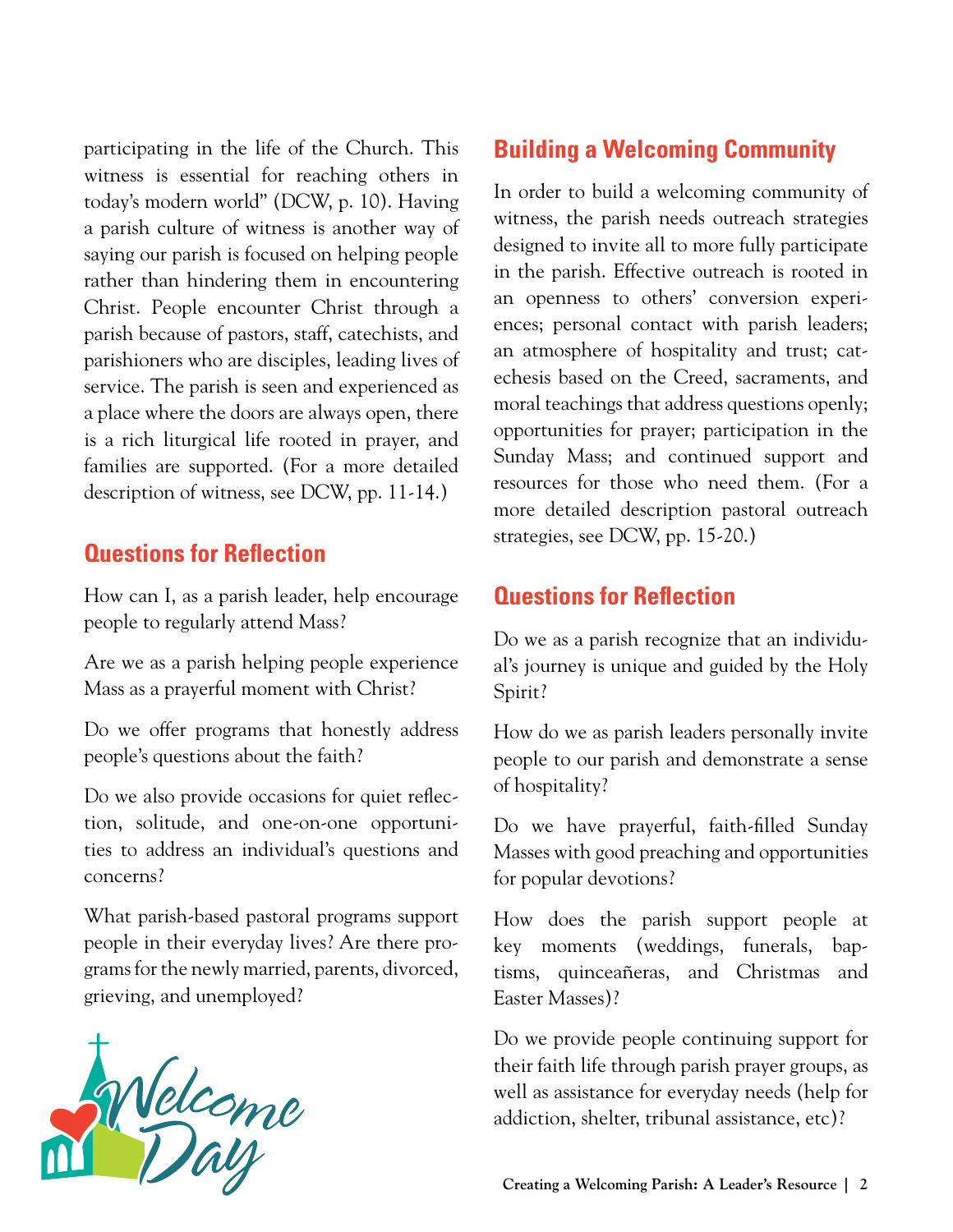participating in the life of the Church. This witness is essential for reaching others in today's modern world" (DCW, p. 10). Having a parish culture of witness is another way of saying our parish is focused on helping people rather than hindering them in encountering Christ. People encounter Christ through a parish because of pastors, staff, catechists, and parishioners who are disciples, leading lives of service. The parish is seen and experienced as a place where the doors are always open, there is a rich liturgical life rooted in prayer, and families are supported. (For a more detailed description of witness, see DCW, pp. 11-14.)

## Questions for Reflection

How can I, as a parish leader, help encourage people to regularly attend Mass?

Are we as a parish helping people experience Mass as a prayerful moment with Christ?

Do we offer programs that honestly address people's questions about the faith?

Do we also provide occasions for quiet reflection, solitude, and one-on-one opportunities to address an individual's questions and concerns?

What parish-based pastoral programs support people in their everyday lives? Are there programs for the newly married, parents, divorced, grieving, and unemployed?

Welcome Day

## Building a Welcoming Community

In order to build a welcoming community of witness, the parish needs outreach strategies designed to invite all to more fully participate in the parish. Effective outreach is rooted in an openness to others' conversion experiences; personal contact with parish leaders; an atmosphere of hospitality and trust; catechesis based on the Creed, sacraments, and moral teachings that address questions openly; opportunities for prayer; participation in the Sunday Mass; and continued support and resources for those who need them. (For a more detailed description pastoral outreach strategies, see DCW, pp. 15-20.)

## Questions for Reflection

Do we as a parish recognize that an individual's journey is unique and guided by the Holy Spirit?

How do we as parish leaders personally invite people to our parish and demonstrate a sense of hospitality?

Do we have prayerful, faith-filled Sunday Masses with good preaching and opportunities for popular devotions?

How does the parish support people at key moments (weddings, funerals, baptisms, quinceañeras, and Christmas and Easter Masses)?

Do we provide people continuing support for their faith life through parish prayer groups, as well as assistance for everyday needs (help for addiction, shelter, tribunal assistance, etc)?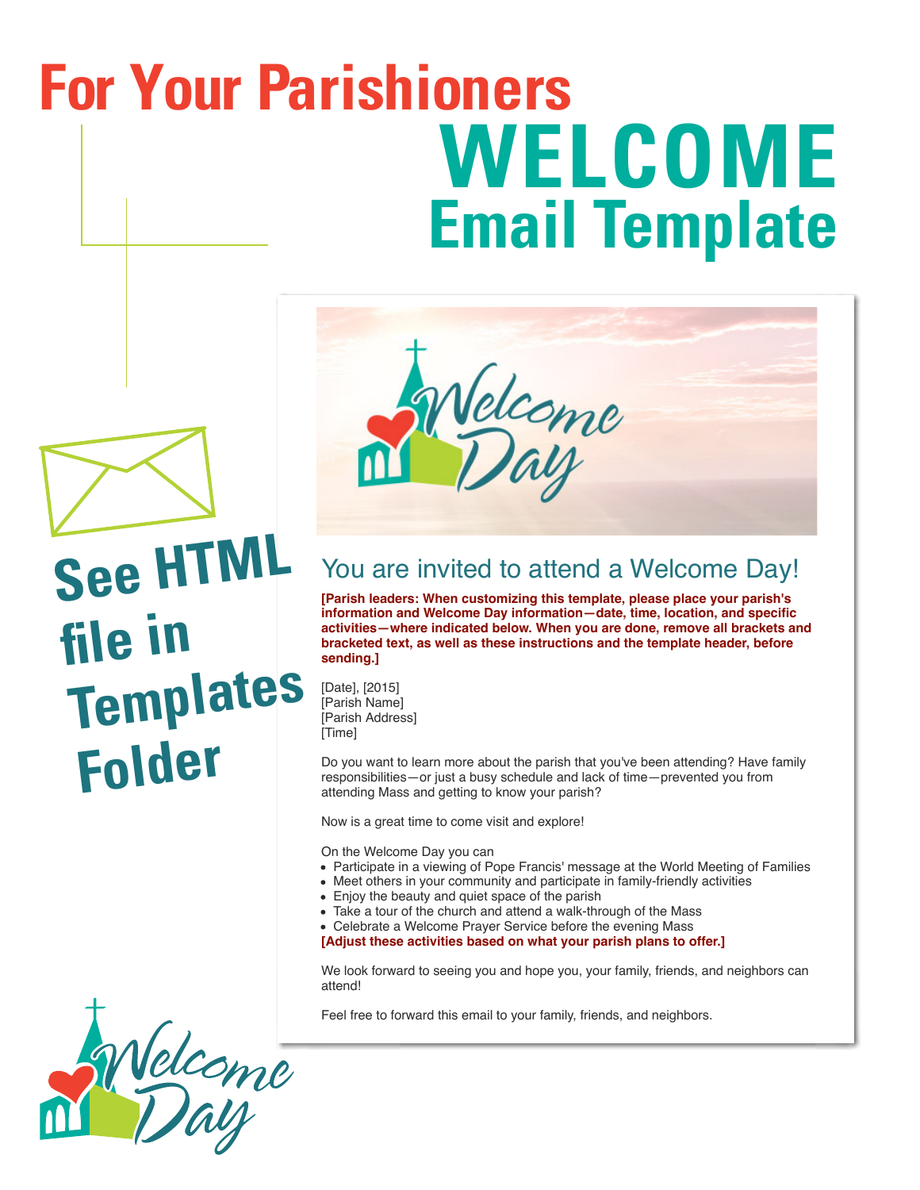# For Your Parishioners

# WELCOME

## Email Template

**See HTML file in Templates Folder**

### You are invited to attend a Welcome Day!

**[Parish leaders: When customizing this template, please place your parish's information and Welcome Day information—date, time, location, and specific activities—where indicated below. When you are done, remove all brackets and bracketed text, as well as these instructions and the template header, before sending.]**

[Date], [2015]
[Parish Name]
[Parish Address]
[Time]

Do you want to learn more about the parish that you've been attending? Have family responsibilities—or just a busy schedule and lack of time—prevented you from attending Mass and getting to know your parish?

Now is a great time to come visit and explore!

On the Welcome Day you can

- Participate in a viewing of Pope Francis' message at the World Meeting of Families
- Meet others in your community and participate in family-friendly activities
- Enjoy the beauty and quiet space of the parish
- Take a tour of the church and attend a walk-through of the Mass
- Celebrate a Welcome Prayer Service before the evening Mass

**[Adjust these activities based on what your parish plans to offer.]**

We look forward to seeing you and hope you, your family, friends, and neighbors can attend!

Feel free to forward this email to your family, friends, and neighbors.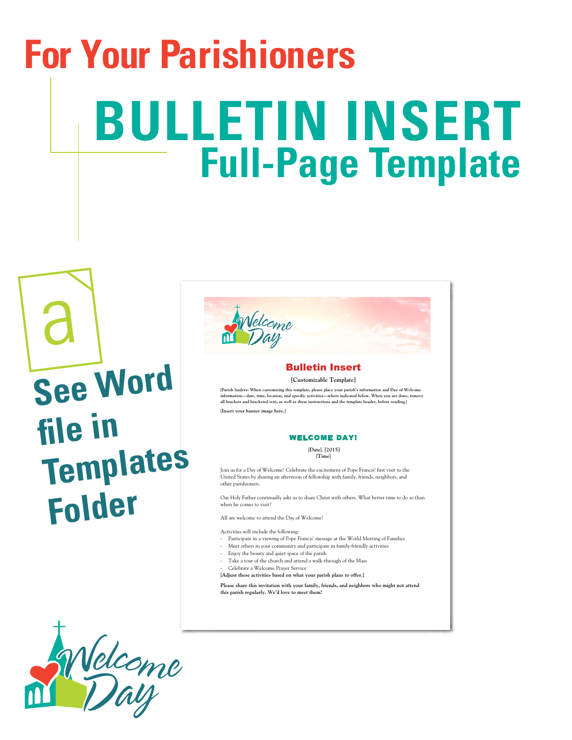# For Your Parishioners

# BULLETIN INSERT

## Full-Page Template

a

**See Word file in Templates Folder**

Welcome Day

## Bulletin Insert

**[Customizable Template]**

**[Parish leaders: When customizing this template, please place your parish's information and Day of Welcome information—date, time, location, and specific activities—where indicated below. When you are done, remove all brackets and bracketed text, as well as these instructions and the template header, before sending.]**

**[Insert your banner image here.]**

### WELCOME DAY!

**[Date], [2015]**
**[Time]**

Join us for a Day of Welcome! Celebrate the excitement of Pope Francis' first visit to the United States by sharing an afternoon of fellowship with family, friends, neighbors, and other parishioners.

Our Holy Father continually asks us to share Christ with others. What better time to do so than when he comes to visit?

All are welcome to attend the Day of Welcome!

Activities will include the following:

- Participate in a viewing of Pope Francis' message at the World Meeting of Families
- Meet others in your community and participate in family-friendly activities
- Enjoy the beauty and quiet space of the parish
- Take a tour of the church and attend a walk-through of the Mass
- Celebrate a Welcome Prayer Service

**[Adjust these activities based on what your parish plans to offer.]**

**Please share this invitation with your family, friends, and neighbors who might not attend this parish regularly. We'd love to meet them!**

Welcome Day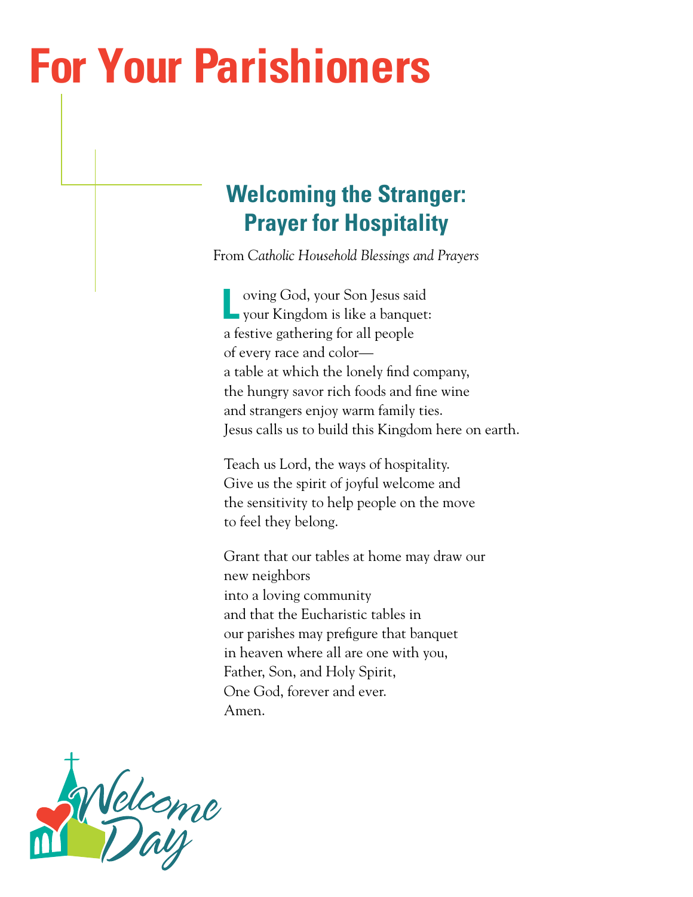# For Your Parishioners

## Welcoming the Stranger: Prayer for Hospitality

From *Catholic Household Blessings and Prayers*

Loving God, your Son Jesus said
your Kingdom is like a banquet:
a festive gathering for all people
of every race and color—
a table at which the lonely find company,
the hungry savor rich foods and fine wine
and strangers enjoy warm family ties.
Jesus calls us to build this Kingdom here on earth.

Teach us Lord, the ways of hospitality.
Give us the spirit of joyful welcome and
the sensitivity to help people on the move
to feel they belong.

Grant that our tables at home may draw our
new neighbors
into a loving community
and that the Eucharistic tables in
our parishes may prefigure that banquet
in heaven where all are one with you,
Father, Son, and Holy Spirit,
One God, forever and ever.
Amen.

Welcome Day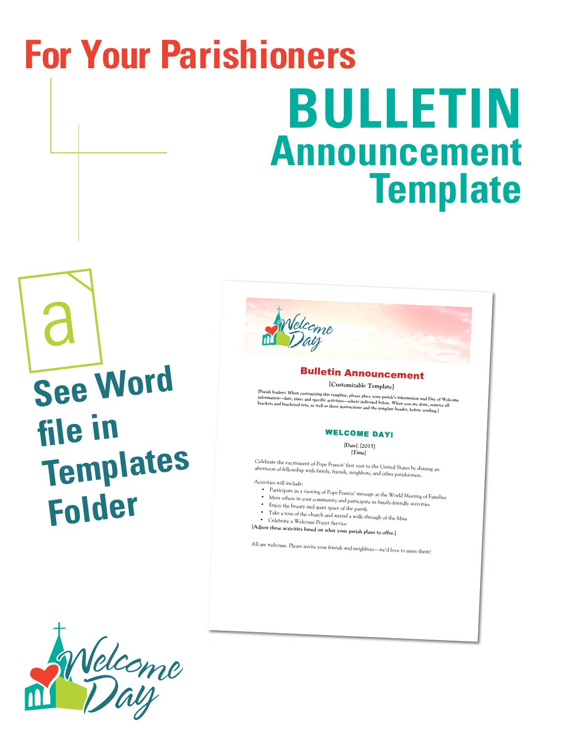# For Your Parishioners

## BULLETIN Announcement Template

a

**See Word file in Templates Folder**

Welcome Day

### Bulletin Announcement

[Customizable Template]

[Parish leaders: When customizing this template, please place your parish's information and Day of Welcome information—date, time, and specific activities—where indicated below. When you are done, remove all brackets and bracketed text, as well as these instructions and the template header, before sending.]

**WELCOME DAY!**

[Date], [2015]
[Time]

Celebrate the excitement of Pope Francis' first visit to the United States by sharing an afternoon of fellowship with family, friends, neighbors, and other parishioners.

Activities will include:

- Participate in a viewing of Pope Francis' message at the World Meeting of Families
- Meet others in your community and participate in family-friendly activities
- Enjoy the beauty and quiet space of the parish
- Take a tour of the church and attend a walk-through of the Mass
- Celebrate a Welcome Prayer Service

**[Adjust these activities based on what your parish plans to offer.]**

All are welcome. Please invite your friends and neighbors—we'd love to meet them!

Welcome Day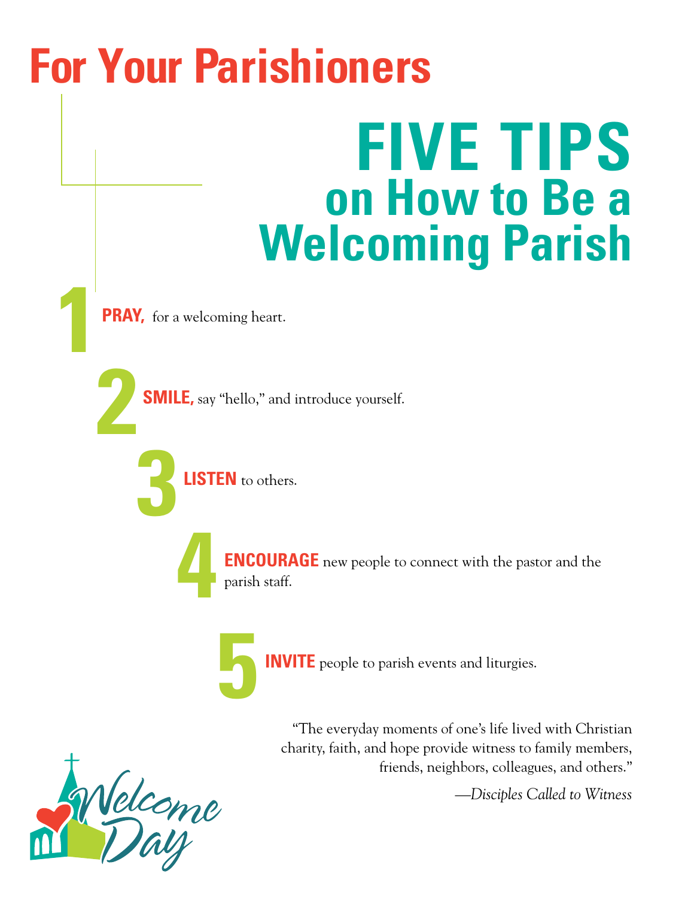# For Your Parishioners

## FIVE TIPS on How to Be a Welcoming Parish

1. **PRAY,** for a welcoming heart.
2. **SMILE,** say "hello," and introduce yourself.
3. **LISTEN** to others.
4. **ENCOURAGE** new people to connect with the pastor and the parish staff.
5. **INVITE** people to parish events and liturgies.

"The everyday moments of one's life lived with Christian charity, faith, and hope provide witness to family members, friends, neighbors, colleagues, and others."

—*Disciples Called to Witness*

Welcome Day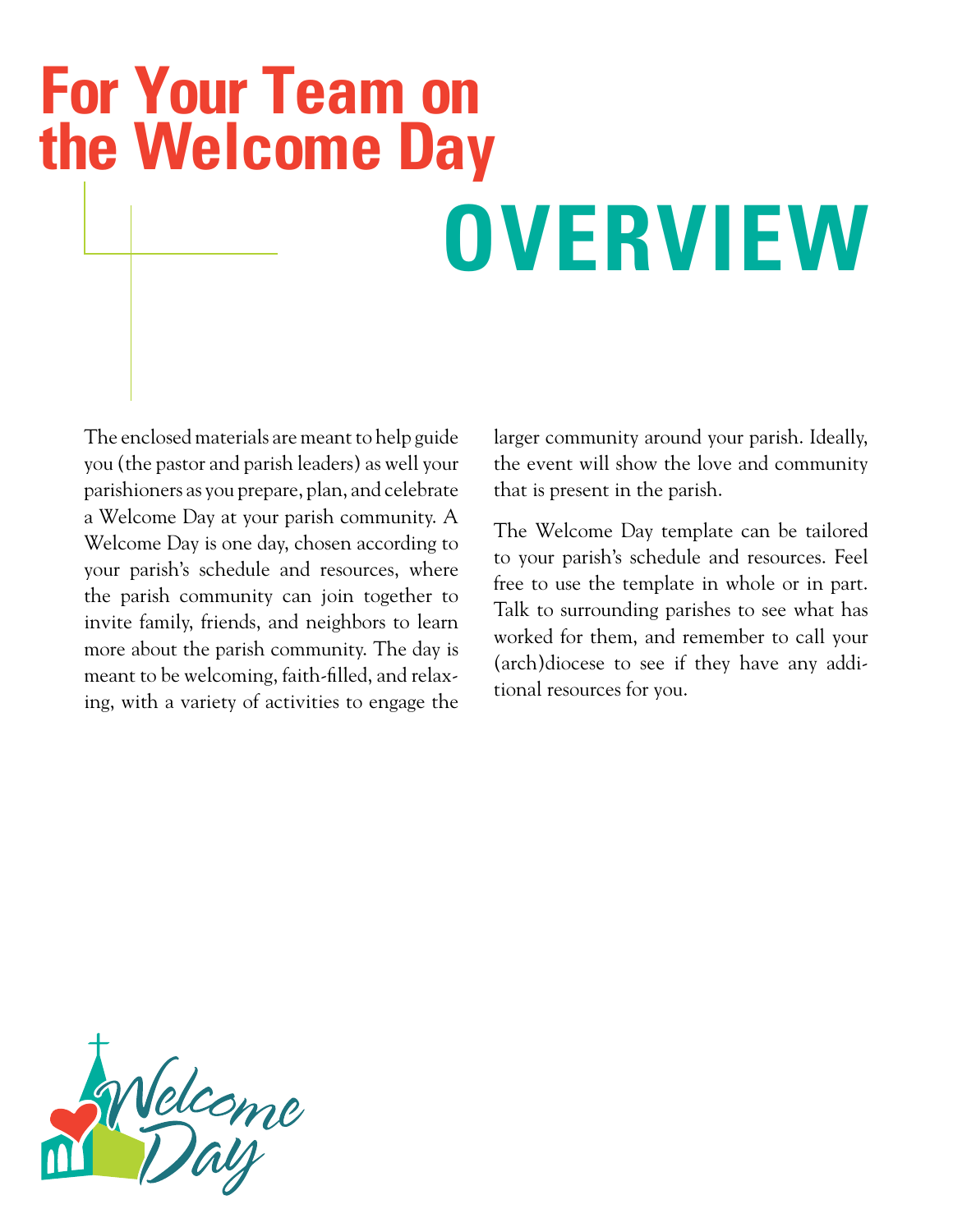# For Your Team on the Welcome Day

# OVERVIEW

The enclosed materials are meant to help guide you (the pastor and parish leaders) as well your parishioners as you prepare, plan, and celebrate a Welcome Day at your parish community. A Welcome Day is one day, chosen according to your parish's schedule and resources, where the parish community can join together to invite family, friends, and neighbors to learn more about the parish community. The day is meant to be welcoming, faith-filled, and relaxing, with a variety of activities to engage the larger community around your parish. Ideally, the event will show the love and community that is present in the parish.

The Welcome Day template can be tailored to your parish's schedule and resources. Feel free to use the template in whole or in part. Talk to surrounding parishes to see what has worked for them, and remember to call your (arch)diocese to see if they have any additional resources for you.

Welcome Day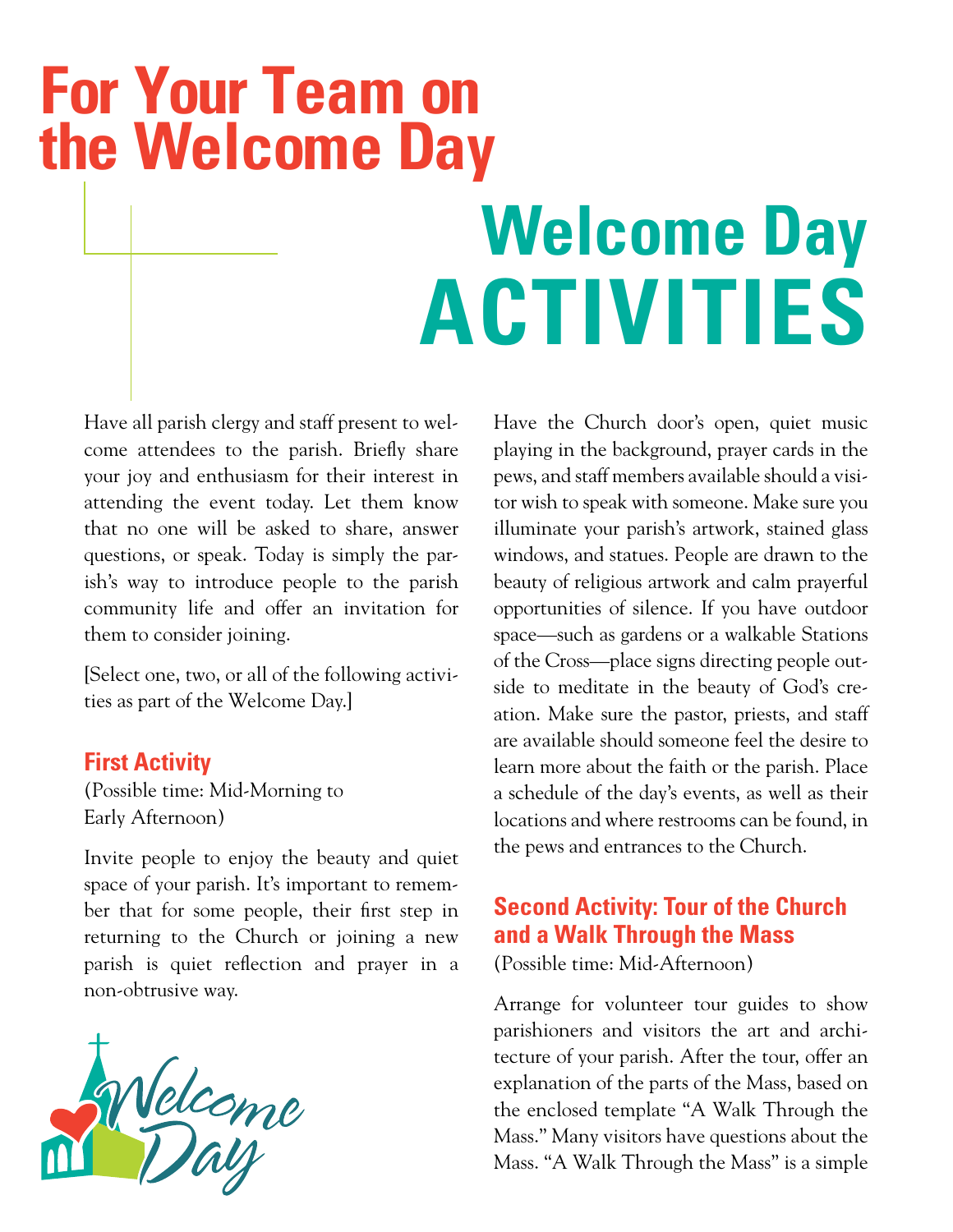# For Your Team on the Welcome Day

# Welcome Day ACTIVITIES

Have all parish clergy and staff present to welcome attendees to the parish. Briefly share your joy and enthusiasm for their interest in attending the event today. Let them know that no one will be asked to share, answer questions, or speak. Today is simply the parish's way to introduce people to the parish community life and offer an invitation for them to consider joining.

[Select one, two, or all of the following activities as part of the Welcome Day.]

### First Activity

(Possible time: Mid-Morning to Early Afternoon)

Invite people to enjoy the beauty and quiet space of your parish. It's important to remember that for some people, their first step in returning to the Church or joining a new parish is quiet reflection and prayer in a non-obtrusive way.

Have the Church door's open, quiet music playing in the background, prayer cards in the pews, and staff members available should a visitor wish to speak with someone. Make sure you illuminate your parish's artwork, stained glass windows, and statues. People are drawn to the beauty of religious artwork and calm prayerful opportunities of silence. If you have outdoor space—such as gardens or a walkable Stations of the Cross—place signs directing people outside to meditate in the beauty of God's creation. Make sure the pastor, priests, and staff are available should someone feel the desire to learn more about the faith or the parish. Place a schedule of the day's events, as well as their locations and where restrooms can be found, in the pews and entrances to the Church.

### Second Activity: Tour of the Church and a Walk Through the Mass

(Possible time: Mid-Afternoon)

Arrange for volunteer tour guides to show parishioners and visitors the art and architecture of your parish. After the tour, offer an explanation of the parts of the Mass, based on the enclosed template "A Walk Through the Mass." Many visitors have questions about the Mass. "A Walk Through the Mass" is a simple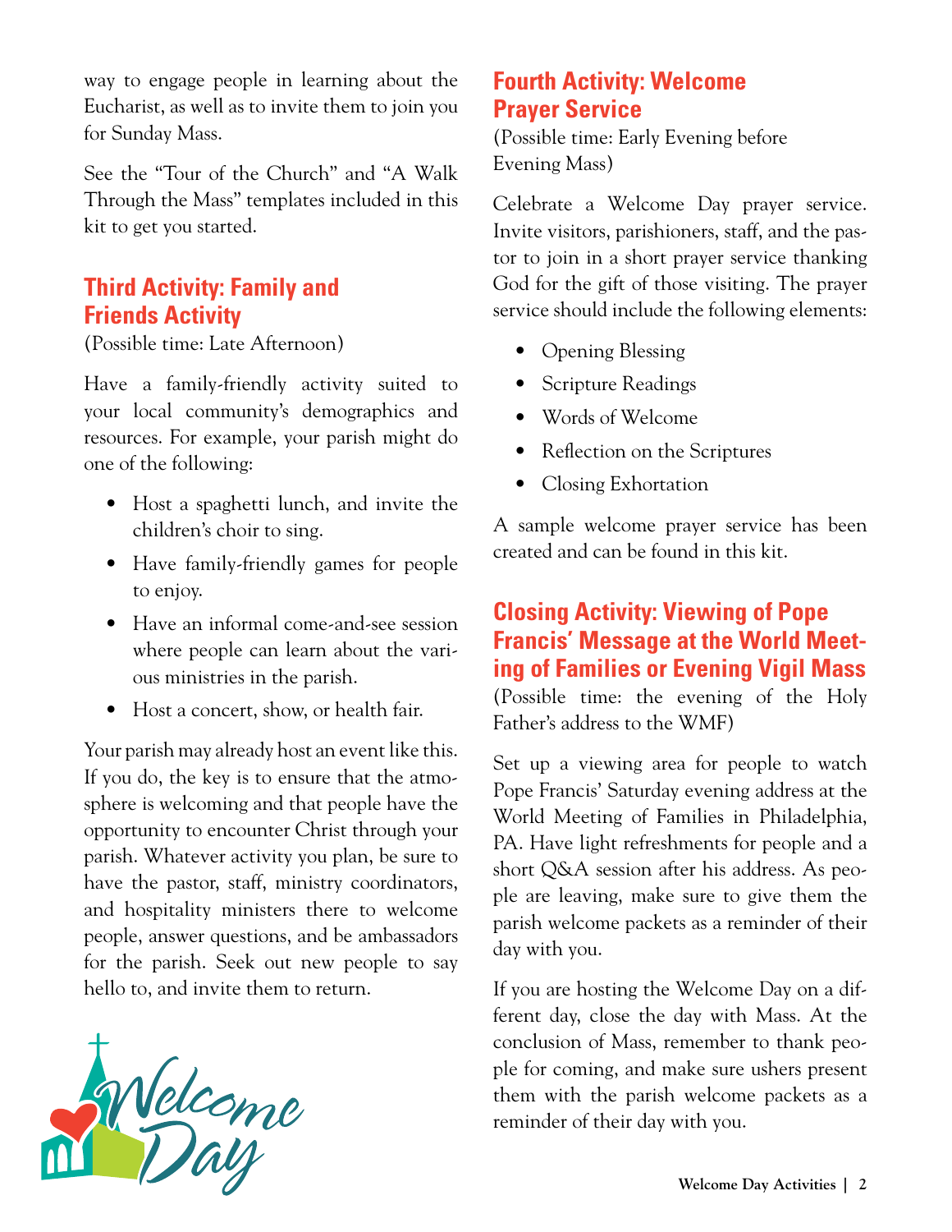way to engage people in learning about the Eucharist, as well as to invite them to join you for Sunday Mass.

See the "Tour of the Church" and "A Walk Through the Mass" templates included in this kit to get you started.

## Third Activity: Family and Friends Activity

(Possible time: Late Afternoon)

Have a family-friendly activity suited to your local community's demographics and resources. For example, your parish might do one of the following:

- Host a spaghetti lunch, and invite the children's choir to sing.
- Have family-friendly games for people to enjoy.
- Have an informal come-and-see session where people can learn about the various ministries in the parish.
- Host a concert, show, or health fair.

Your parish may already host an event like this. If you do, the key is to ensure that the atmosphere is welcoming and that people have the opportunity to encounter Christ through your parish. Whatever activity you plan, be sure to have the pastor, staff, ministry coordinators, and hospitality ministers there to welcome people, answer questions, and be ambassadors for the parish. Seek out new people to say hello to, and invite them to return.

## Fourth Activity: Welcome Prayer Service

(Possible time: Early Evening before Evening Mass)

Celebrate a Welcome Day prayer service. Invite visitors, parishioners, staff, and the pastor to join in a short prayer service thanking God for the gift of those visiting. The prayer service should include the following elements:

- Opening Blessing
- Scripture Readings
- Words of Welcome
- Reflection on the Scriptures
- Closing Exhortation

A sample welcome prayer service has been created and can be found in this kit.

## Closing Activity: Viewing of Pope Francis' Message at the World Meeting of Families or Evening Vigil Mass

(Possible time: the evening of the Holy Father's address to the WMF)

Set up a viewing area for people to watch Pope Francis' Saturday evening address at the World Meeting of Families in Philadelphia, PA. Have light refreshments for people and a short Q&A session after his address. As people are leaving, make sure to give them the parish welcome packets as a reminder of their day with you.

If you are hosting the Welcome Day on a different day, close the day with Mass. At the conclusion of Mass, remember to thank people for coming, and make sure ushers present them with the parish welcome packets as a reminder of their day with you.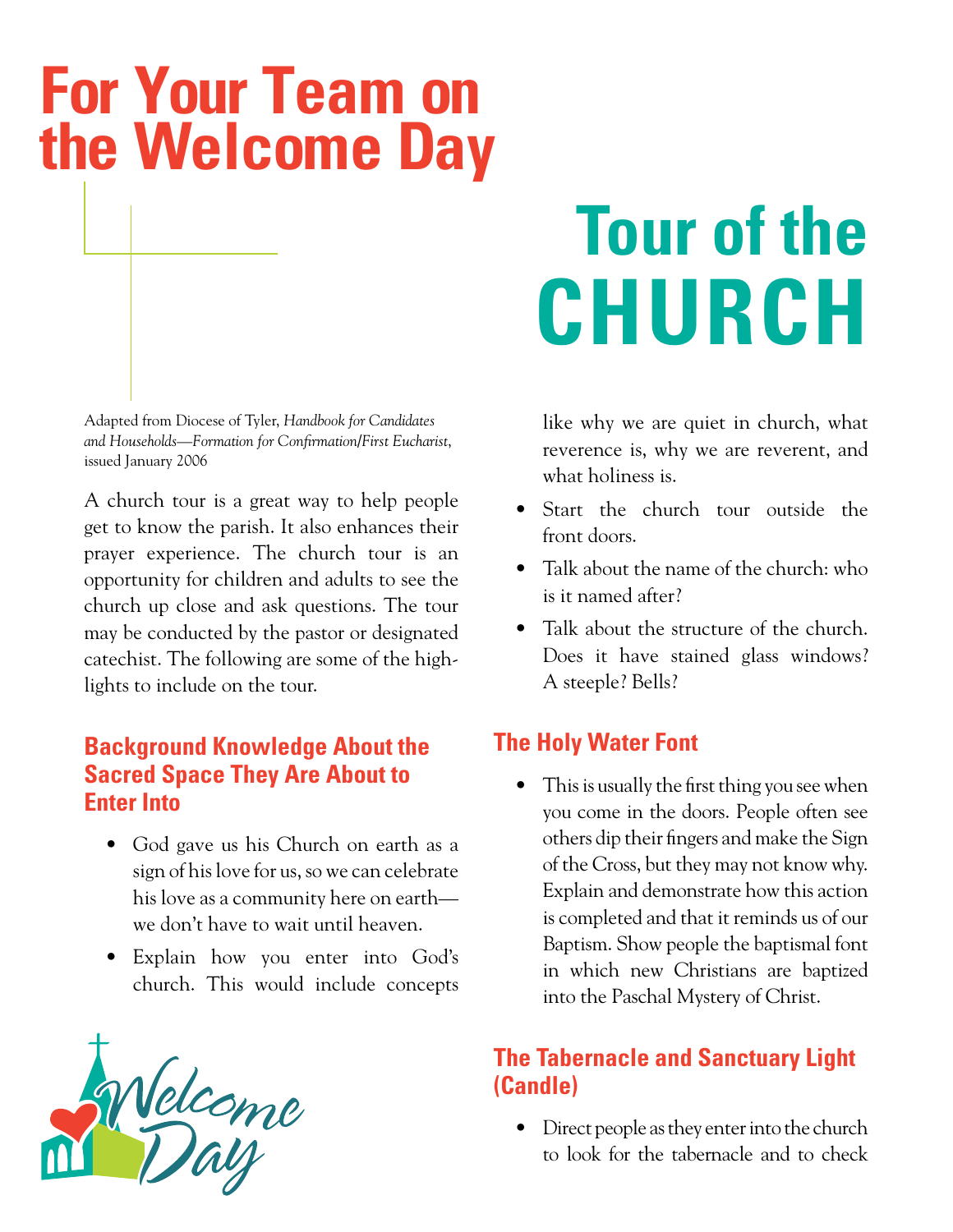# For Your Team on the Welcome Day

# Tour of the CHURCH

Adapted from Diocese of Tyler, *Handbook for Candidates and Households—Formation for Confirmation/First Eucharist*, issued January 2006

A church tour is a great way to help people get to know the parish. It also enhances their prayer experience. The church tour is an opportunity for children and adults to see the church up close and ask questions. The tour may be conducted by the pastor or designated catechist. The following are some of the highlights to include on the tour.

## Background Knowledge About the Sacred Space They Are About to Enter Into

- God gave us his Church on earth as a sign of his love for us, so we can celebrate his love as a community here on earth—we don't have to wait until heaven.
- Explain how you enter into God's church. This would include concepts like why we are quiet in church, what reverence is, why we are reverent, and what holiness is.
- Start the church tour outside the front doors.
- Talk about the name of the church: who is it named after?
- Talk about the structure of the church. Does it have stained glass windows? A steeple? Bells?

## The Holy Water Font

- This is usually the first thing you see when you come in the doors. People often see others dip their fingers and make the Sign of the Cross, but they may not know why. Explain and demonstrate how this action is completed and that it reminds us of our Baptism. Show people the baptismal font in which new Christians are baptized into the Paschal Mystery of Christ.

## The Tabernacle and Sanctuary Light (Candle)

- Direct people as they enter into the church to look for the tabernacle and to check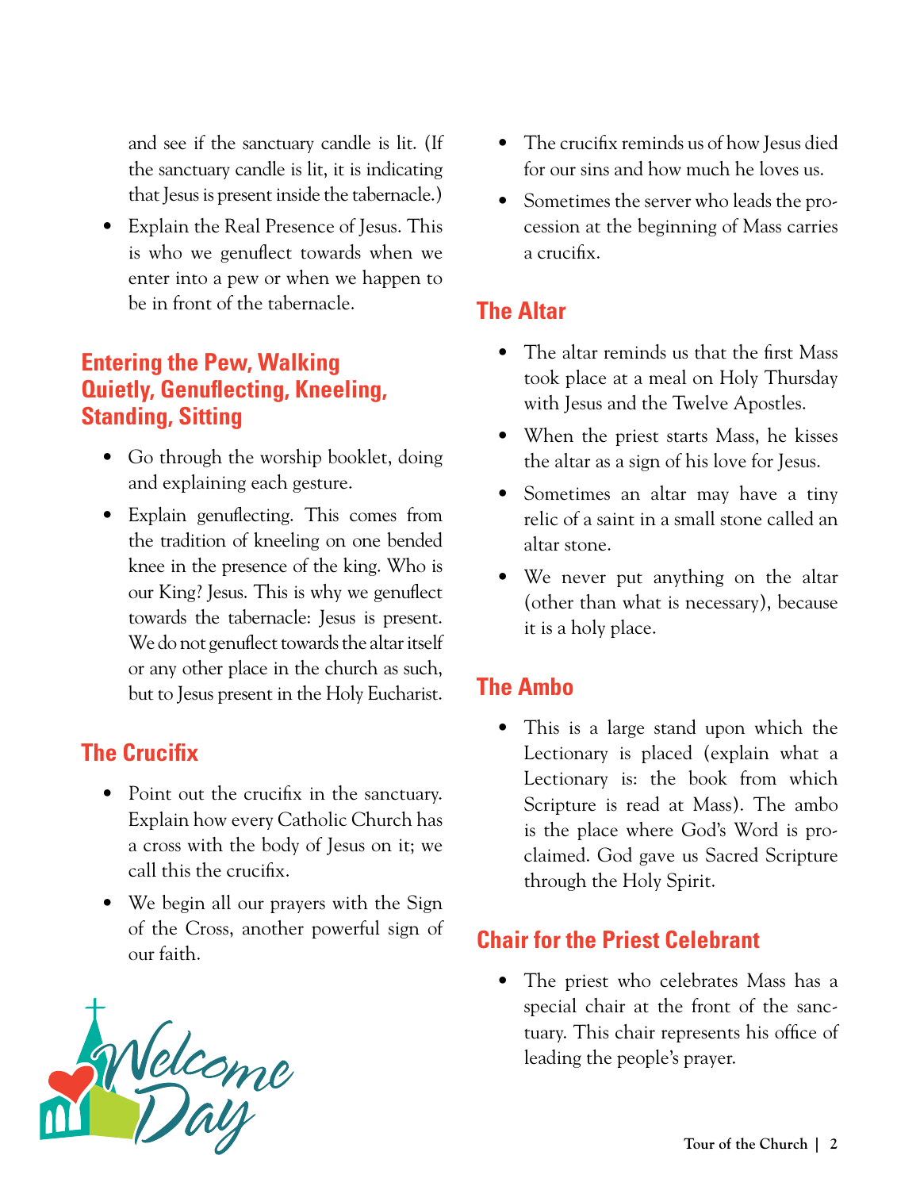and see if the sanctuary candle is lit. (If the sanctuary candle is lit, it is indicating that Jesus is present inside the tabernacle.)

- Explain the Real Presence of Jesus. This is who we genuflect towards when we enter into a pew or when we happen to be in front of the tabernacle.

## Entering the Pew, Walking Quietly, Genuflecting, Kneeling, Standing, Sitting

- Go through the worship booklet, doing and explaining each gesture.
- Explain genuflecting. This comes from the tradition of kneeling on one bended knee in the presence of the king. Who is our King? Jesus. This is why we genuflect towards the tabernacle: Jesus is present. We do not genuflect towards the altar itself or any other place in the church as such, but to Jesus present in the Holy Eucharist.

## The Crucifix

- Point out the crucifix in the sanctuary. Explain how every Catholic Church has a cross with the body of Jesus on it; we call this the crucifix.
- We begin all our prayers with the Sign of the Cross, another powerful sign of our faith.
- The crucifix reminds us of how Jesus died for our sins and how much he loves us.
- Sometimes the server who leads the procession at the beginning of Mass carries a crucifix.

## The Altar

- The altar reminds us that the first Mass took place at a meal on Holy Thursday with Jesus and the Twelve Apostles.
- When the priest starts Mass, he kisses the altar as a sign of his love for Jesus.
- Sometimes an altar may have a tiny relic of a saint in a small stone called an altar stone.
- We never put anything on the altar (other than what is necessary), because it is a holy place.

## The Ambo

- This is a large stand upon which the Lectionary is placed (explain what a Lectionary is: the book from which Scripture is read at Mass). The ambo is the place where God's Word is proclaimed. God gave us Sacred Scripture through the Holy Spirit.

## Chair for the Priest Celebrant

- The priest who celebrates Mass has a special chair at the front of the sanctuary. This chair represents his office of leading the people's prayer.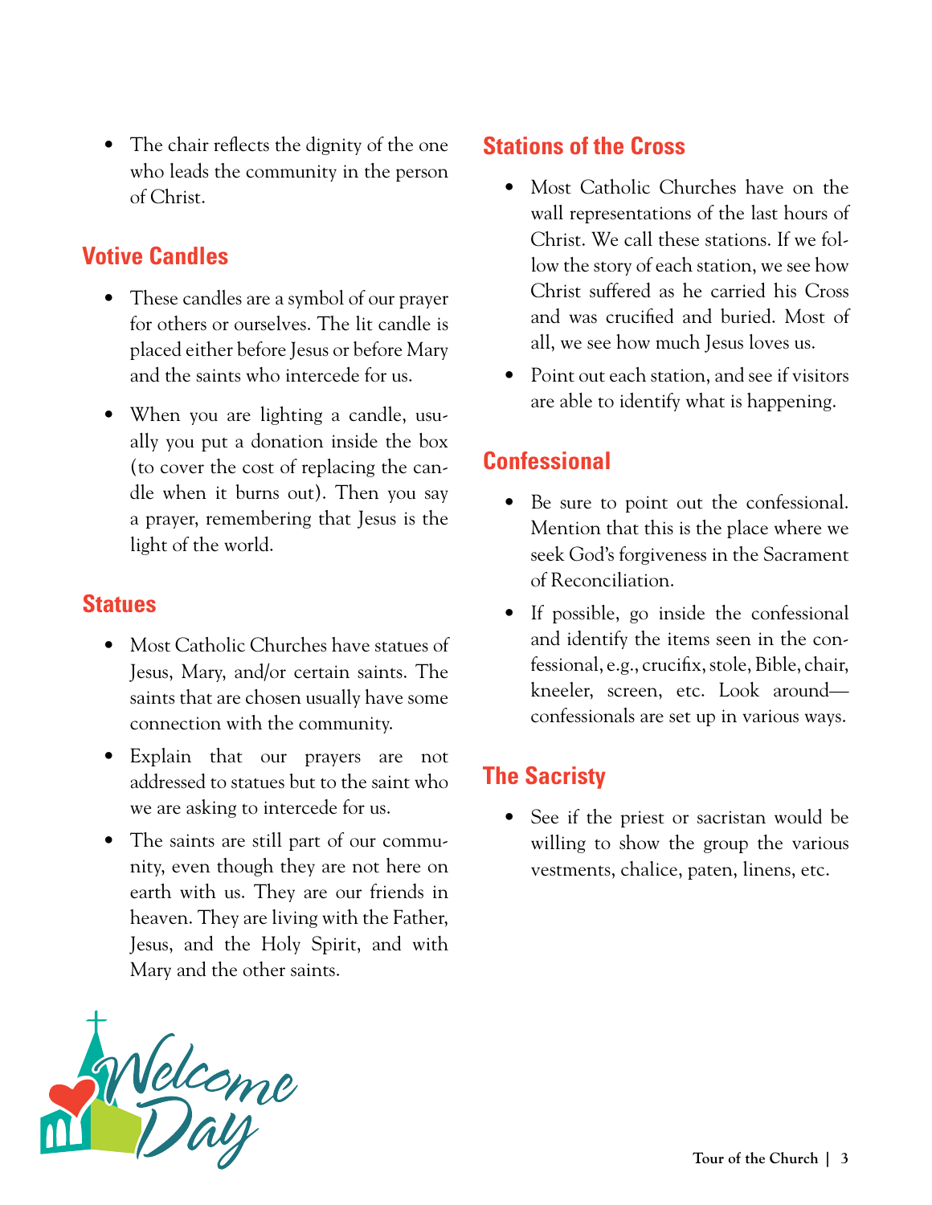- The chair reflects the dignity of the one who leads the community in the person of Christ.

## Votive Candles

- These candles are a symbol of our prayer for others or ourselves. The lit candle is placed either before Jesus or before Mary and the saints who intercede for us.
- When you are lighting a candle, usually you put a donation inside the box (to cover the cost of replacing the candle when it burns out). Then you say a prayer, remembering that Jesus is the light of the world.

## Statues

- Most Catholic Churches have statues of Jesus, Mary, and/or certain saints. The saints that are chosen usually have some connection with the community.
- Explain that our prayers are not addressed to statues but to the saint who we are asking to intercede for us.
- The saints are still part of our community, even though they are not here on earth with us. They are our friends in heaven. They are living with the Father, Jesus, and the Holy Spirit, and with Mary and the other saints.

## Stations of the Cross

- Most Catholic Churches have on the wall representations of the last hours of Christ. We call these stations. If we follow the story of each station, we see how Christ suffered as he carried his Cross and was crucified and buried. Most of all, we see how much Jesus loves us.
- Point out each station, and see if visitors are able to identify what is happening.

## Confessional

- Be sure to point out the confessional. Mention that this is the place where we seek God's forgiveness in the Sacrament of Reconciliation.
- If possible, go inside the confessional and identify the items seen in the confessional, e.g., crucifix, stole, Bible, chair, kneeler, screen, etc. Look around—confessionals are set up in various ways.

## The Sacristy

- See if the priest or sacristan would be willing to show the group the various vestments, chalice, paten, linens, etc.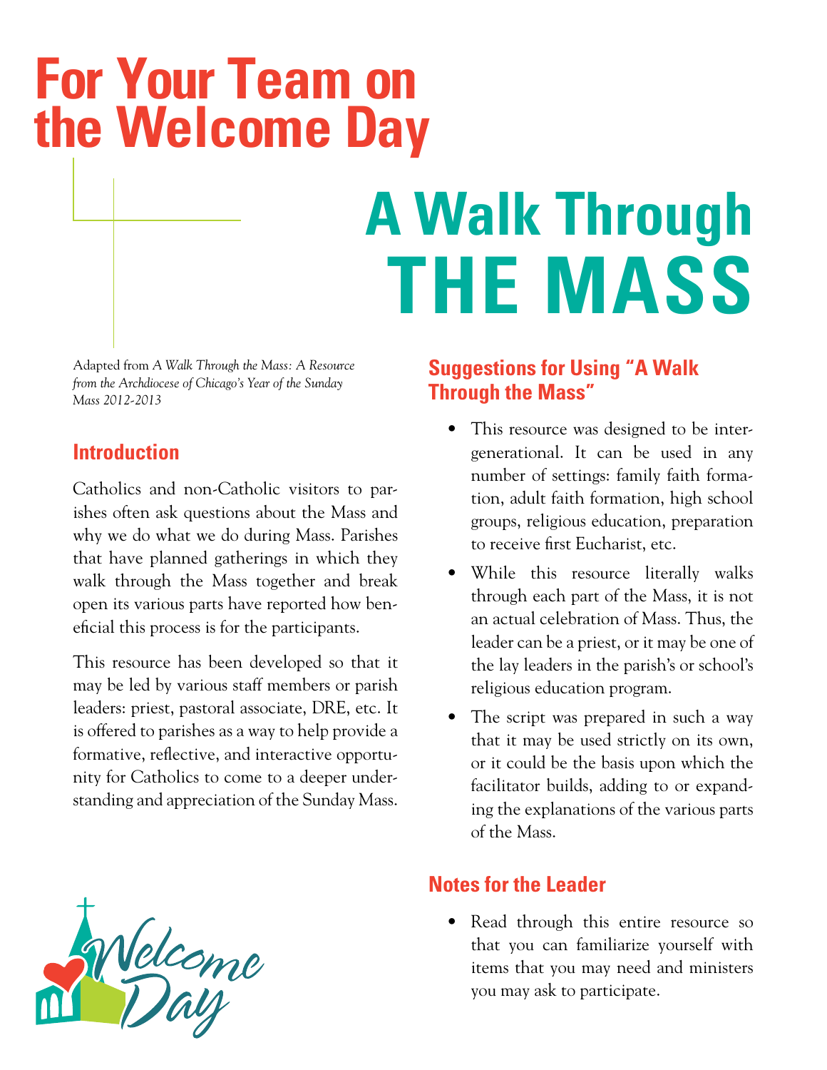# For Your Team on the Welcome Day

# A Walk Through THE MASS

*Adapted from A Walk Through the Mass: A Resource from the Archdiocese of Chicago's Year of the Sunday Mass 2012-2013*

## Introduction

Catholics and non-Catholic visitors to parishes often ask questions about the Mass and why we do what we do during Mass. Parishes that have planned gatherings in which they walk through the Mass together and break open its various parts have reported how beneficial this process is for the participants.

This resource has been developed so that it may be led by various staff members or parish leaders: priest, pastoral associate, DRE, etc. It is offered to parishes as a way to help provide a formative, reflective, and interactive opportunity for Catholics to come to a deeper understanding and appreciation of the Sunday Mass.

## Suggestions for Using "A Walk Through the Mass"

- This resource was designed to be intergenerational. It can be used in any number of settings: family faith formation, adult faith formation, high school groups, religious education, preparation to receive first Eucharist, etc.
- While this resource literally walks through each part of the Mass, it is not an actual celebration of Mass. Thus, the leader can be a priest, or it may be one of the lay leaders in the parish's or school's religious education program.
- The script was prepared in such a way that it may be used strictly on its own, or it could be the basis upon which the facilitator builds, adding to or expanding the explanations of the various parts of the Mass.

## Notes for the Leader

- Read through this entire resource so that you can familiarize yourself with items that you may need and ministers you may ask to participate.

Welcome Day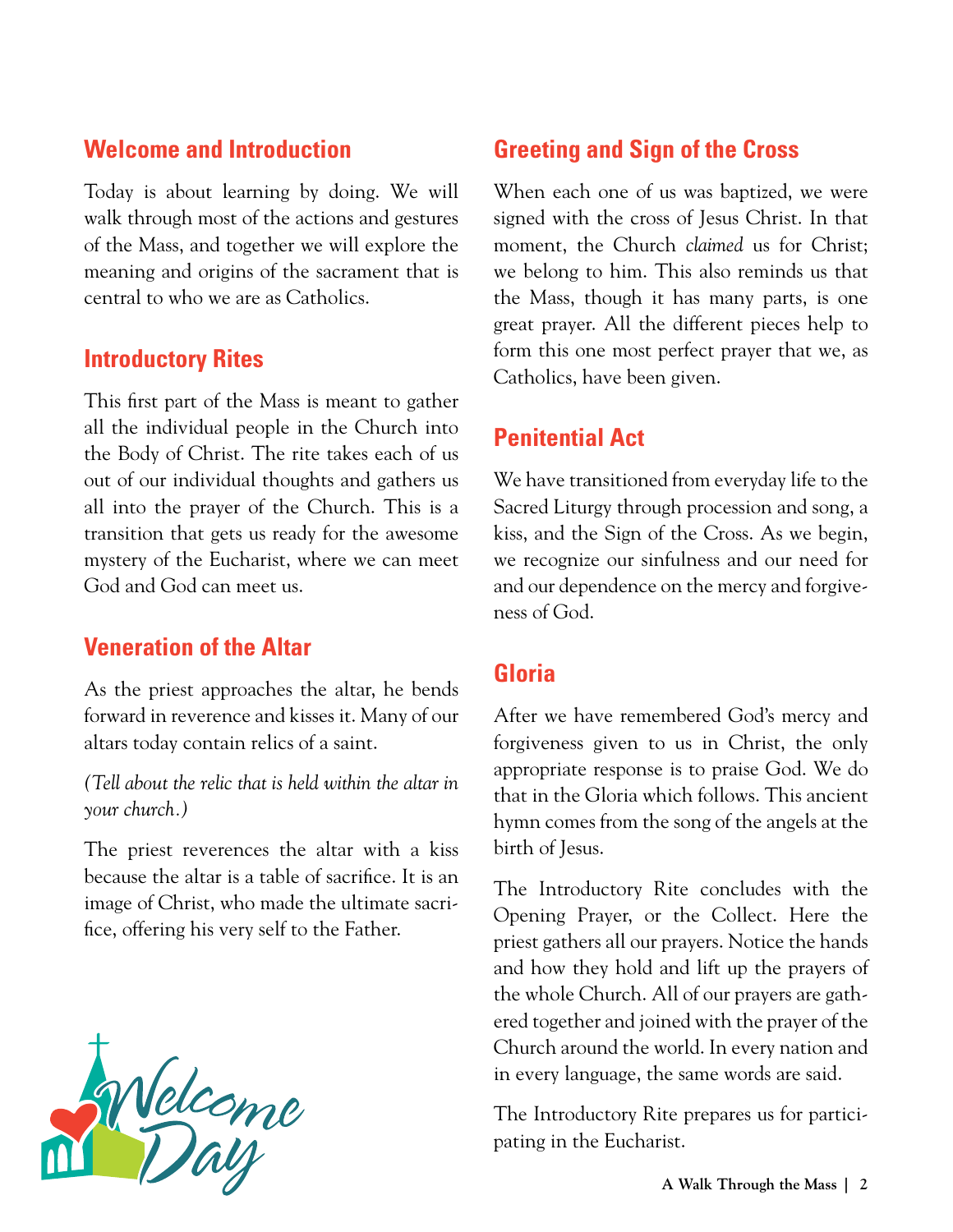## Welcome and Introduction

Today is about learning by doing. We will walk through most of the actions and gestures of the Mass, and together we will explore the meaning and origins of the sacrament that is central to who we are as Catholics.

## Introductory Rites

This first part of the Mass is meant to gather all the individual people in the Church into the Body of Christ. The rite takes each of us out of our individual thoughts and gathers us all into the prayer of the Church. This is a transition that gets us ready for the awesome mystery of the Eucharist, where we can meet God and God can meet us.

## Veneration of the Altar

As the priest approaches the altar, he bends forward in reverence and kisses it. Many of our altars today contain relics of a saint.

*(Tell about the relic that is held within the altar in your church.)*

The priest reverences the altar with a kiss because the altar is a table of sacrifice. It is an image of Christ, who made the ultimate sacrifice, offering his very self to the Father.

## Greeting and Sign of the Cross

When each one of us was baptized, we were signed with the cross of Jesus Christ. In that moment, the Church *claimed* us for Christ; we belong to him. This also reminds us that the Mass, though it has many parts, is one great prayer. All the different pieces help to form this one most perfect prayer that we, as Catholics, have been given.

## Penitential Act

We have transitioned from everyday life to the Sacred Liturgy through procession and song, a kiss, and the Sign of the Cross. As we begin, we recognize our sinfulness and our need for and our dependence on the mercy and forgiveness of God.

## Gloria

After we have remembered God's mercy and forgiveness given to us in Christ, the only appropriate response is to praise God. We do that in the Gloria which follows. This ancient hymn comes from the song of the angels at the birth of Jesus.

The Introductory Rite concludes with the Opening Prayer, or the Collect. Here the priest gathers all our prayers. Notice the hands and how they hold and lift up the prayers of the whole Church. All of our prayers are gathered together and joined with the prayer of the Church around the world. In every nation and in every language, the same words are said.

The Introductory Rite prepares us for participating in the Eucharist.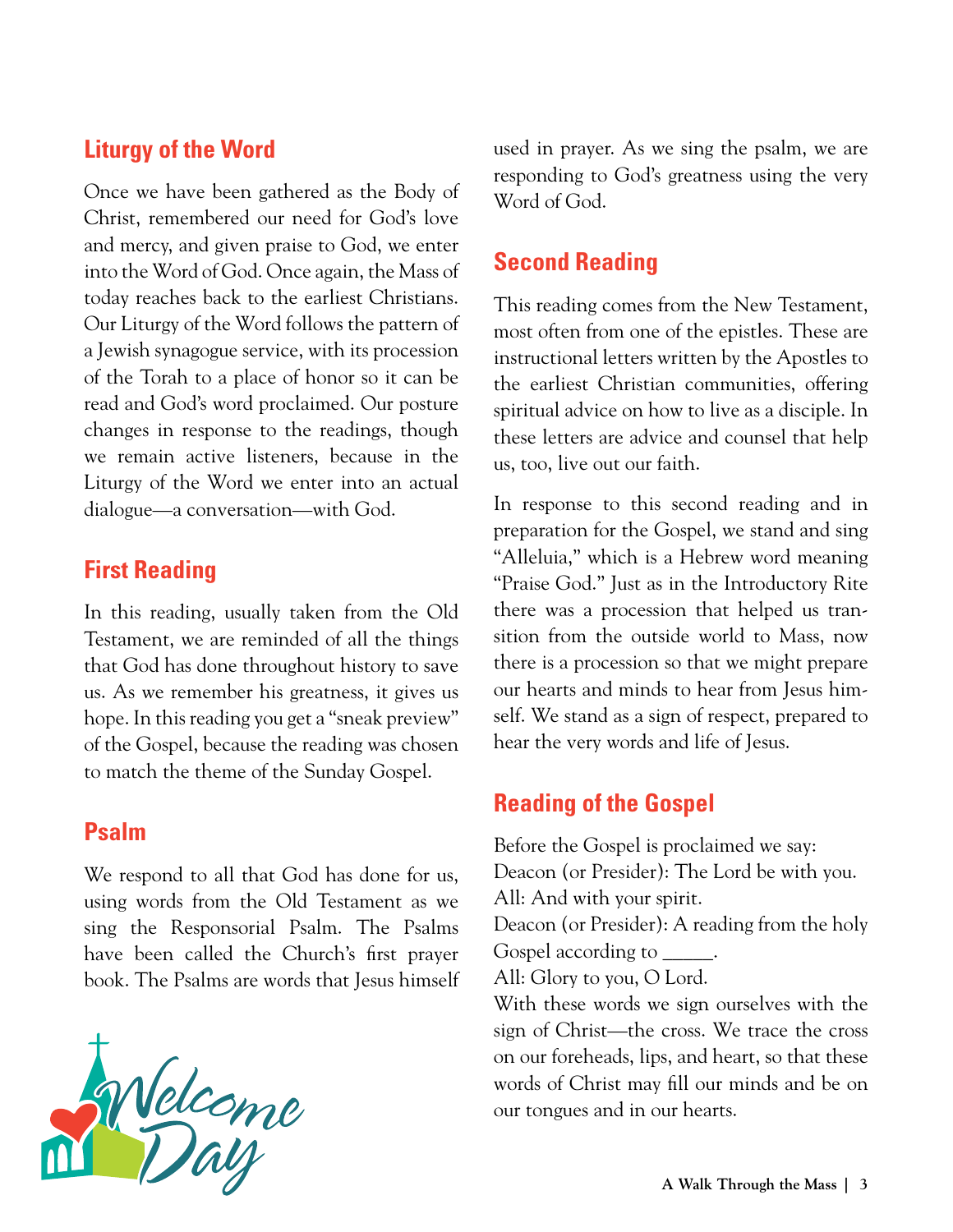## Liturgy of the Word

Once we have been gathered as the Body of Christ, remembered our need for God's love and mercy, and given praise to God, we enter into the Word of God. Once again, the Mass of today reaches back to the earliest Christians. Our Liturgy of the Word follows the pattern of a Jewish synagogue service, with its procession of the Torah to a place of honor so it can be read and God's word proclaimed. Our posture changes in response to the readings, though we remain active listeners, because in the Liturgy of the Word we enter into an actual dialogue—a conversation—with God.

## First Reading

In this reading, usually taken from the Old Testament, we are reminded of all the things that God has done throughout history to save us. As we remember his greatness, it gives us hope. In this reading you get a "sneak preview" of the Gospel, because the reading was chosen to match the theme of the Sunday Gospel.

## Psalm

We respond to all that God has done for us, using words from the Old Testament as we sing the Responsorial Psalm. The Psalms have been called the Church's first prayer book. The Psalms are words that Jesus himself used in prayer. As we sing the psalm, we are responding to God's greatness using the very Word of God.

## Second Reading

This reading comes from the New Testament, most often from one of the epistles. These are instructional letters written by the Apostles to the earliest Christian communities, offering spiritual advice on how to live as a disciple. In these letters are advice and counsel that help us, too, live out our faith.

In response to this second reading and in preparation for the Gospel, we stand and sing "Alleluia," which is a Hebrew word meaning "Praise God." Just as in the Introductory Rite there was a procession that helped us transition from the outside world to Mass, now there is a procession so that we might prepare our hearts and minds to hear from Jesus himself. We stand as a sign of respect, prepared to hear the very words and life of Jesus.

## Reading of the Gospel

Before the Gospel is proclaimed we say:
Deacon (or Presider): The Lord be with you.
All: And with your spirit.
Deacon (or Presider): A reading from the holy Gospel according to _____.
All: Glory to you, O Lord.
With these words we sign ourselves with the sign of Christ—the cross. We trace the cross on our foreheads, lips, and heart, so that these words of Christ may fill our minds and be on our tongues and in our hearts.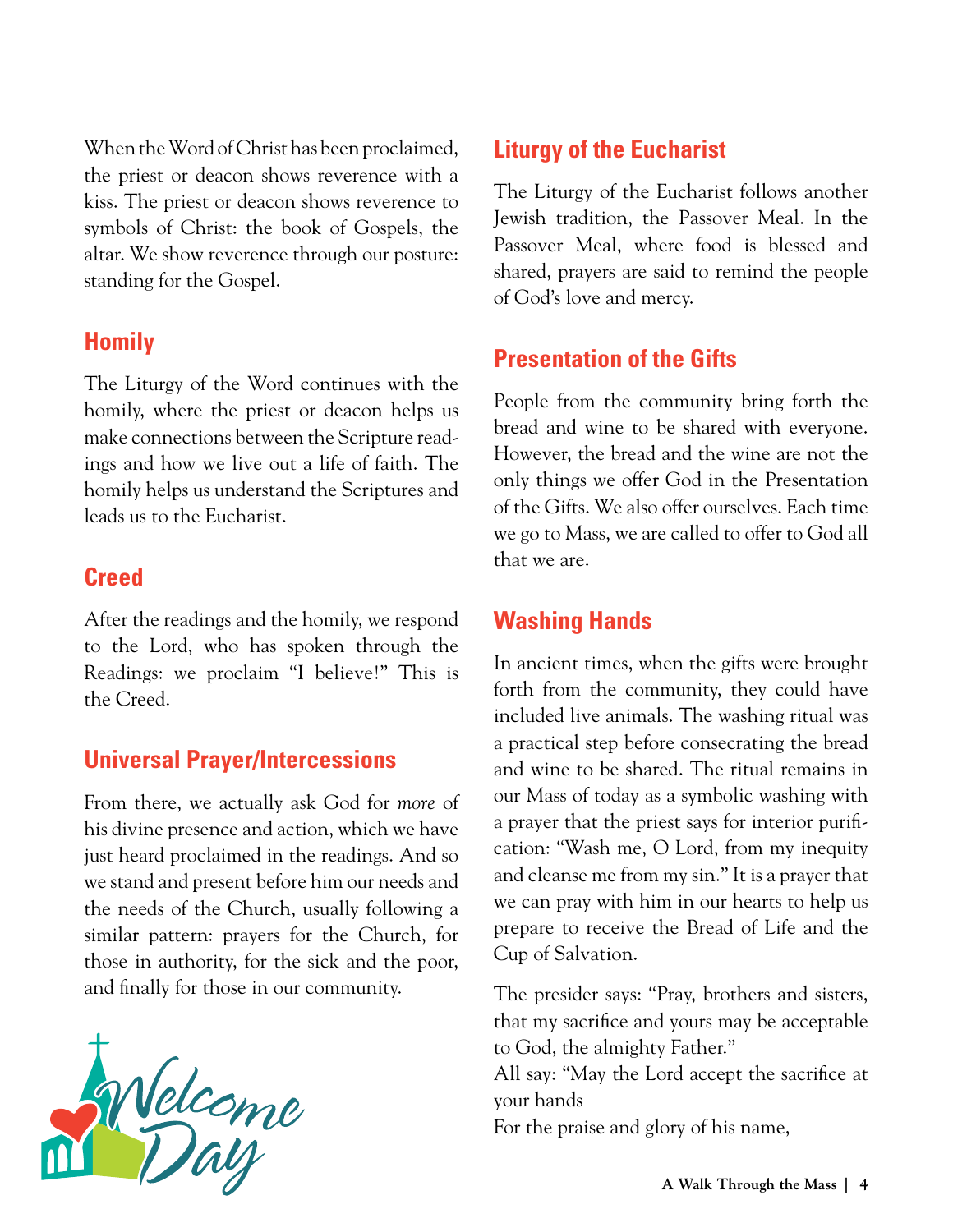When the Word of Christ has been proclaimed, the priest or deacon shows reverence with a kiss. The priest or deacon shows reverence to symbols of Christ: the book of Gospels, the altar. We show reverence through our posture: standing for the Gospel.

## Homily

The Liturgy of the Word continues with the homily, where the priest or deacon helps us make connections between the Scripture readings and how we live out a life of faith. The homily helps us understand the Scriptures and leads us to the Eucharist.

## Creed

After the readings and the homily, we respond to the Lord, who has spoken through the Readings: we proclaim "I believe!" This is the Creed.

## Universal Prayer/Intercessions

From there, we actually ask God for *more* of his divine presence and action, which we have just heard proclaimed in the readings. And so we stand and present before him our needs and the needs of the Church, usually following a similar pattern: prayers for the Church, for those in authority, for the sick and the poor, and finally for those in our community.

## Liturgy of the Eucharist

The Liturgy of the Eucharist follows another Jewish tradition, the Passover Meal. In the Passover Meal, where food is blessed and shared, prayers are said to remind the people of God's love and mercy.

## Presentation of the Gifts

People from the community bring forth the bread and wine to be shared with everyone. However, the bread and the wine are not the only things we offer God in the Presentation of the Gifts. We also offer ourselves. Each time we go to Mass, we are called to offer to God all that we are.

## Washing Hands

In ancient times, when the gifts were brought forth from the community, they could have included live animals. The washing ritual was a practical step before consecrating the bread and wine to be shared. The ritual remains in our Mass of today as a symbolic washing with a prayer that the priest says for interior purification: "Wash me, O Lord, from my inequity and cleanse me from my sin." It is a prayer that we can pray with him in our hearts to help us prepare to receive the Bread of Life and the Cup of Salvation.

The presider says: "Pray, brothers and sisters, that my sacrifice and yours may be acceptable to God, the almighty Father."
All say: "May the Lord accept the sacrifice at your hands
For the praise and glory of his name,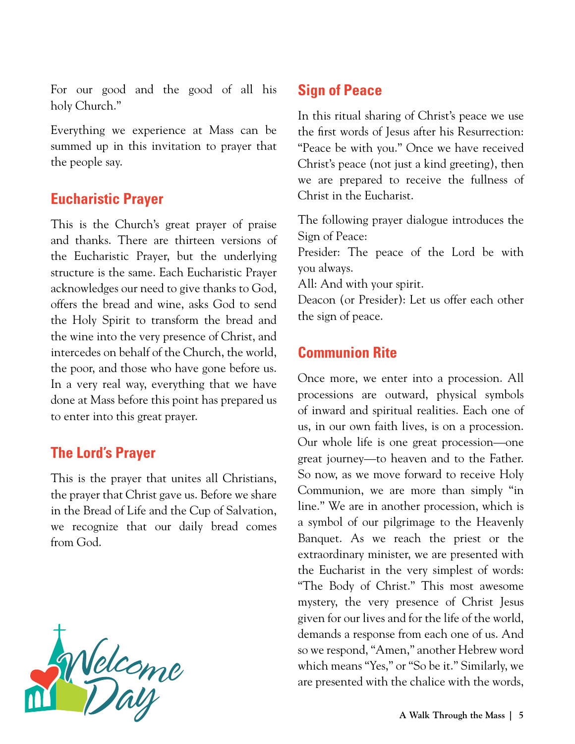For our good and the good of all his holy Church."

Everything we experience at Mass can be summed up in this invitation to prayer that the people say.

## Eucharistic Prayer

This is the Church's great prayer of praise and thanks. There are thirteen versions of the Eucharistic Prayer, but the underlying structure is the same. Each Eucharistic Prayer acknowledges our need to give thanks to God, offers the bread and wine, asks God to send the Holy Spirit to transform the bread and the wine into the very presence of Christ, and intercedes on behalf of the Church, the world, the poor, and those who have gone before us. In a very real way, everything that we have done at Mass before this point has prepared us to enter into this great prayer.

## The Lord's Prayer

This is the prayer that unites all Christians, the prayer that Christ gave us. Before we share in the Bread of Life and the Cup of Salvation, we recognize that our daily bread comes from God.

## Sign of Peace

In this ritual sharing of Christ's peace we use the first words of Jesus after his Resurrection: "Peace be with you." Once we have received Christ's peace (not just a kind greeting), then we are prepared to receive the fullness of Christ in the Eucharist.

The following prayer dialogue introduces the Sign of Peace:
Presider: The peace of the Lord be with you always.
All: And with your spirit.
Deacon (or Presider): Let us offer each other the sign of peace.

## Communion Rite

Once more, we enter into a procession. All processions are outward, physical symbols of inward and spiritual realities. Each one of us, in our own faith lives, is on a procession. Our whole life is one great procession—one great journey—to heaven and to the Father. So now, as we move forward to receive Holy Communion, we are more than simply "in line." We are in another procession, which is a symbol of our pilgrimage to the Heavenly Banquet. As we reach the priest or the extraordinary minister, we are presented with the Eucharist in the very simplest of words: "The Body of Christ." This most awesome mystery, the very presence of Christ Jesus given for our lives and for the life of the world, demands a response from each one of us. And so we respond, "Amen," another Hebrew word which means "Yes," or "So be it." Similarly, we are presented with the chalice with the words,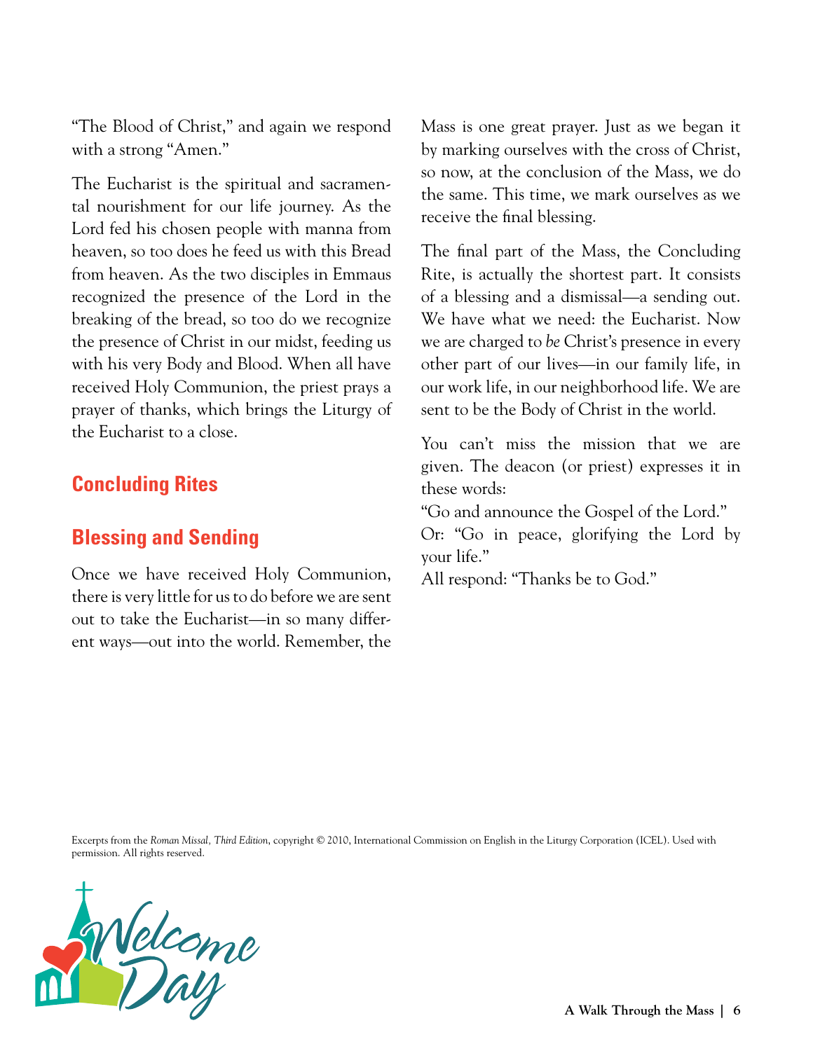"The Blood of Christ," and again we respond with a strong "Amen."

The Eucharist is the spiritual and sacramental nourishment for our life journey. As the Lord fed his chosen people with manna from heaven, so too does he feed us with this Bread from heaven. As the two disciples in Emmaus recognized the presence of the Lord in the breaking of the bread, so too do we recognize the presence of Christ in our midst, feeding us with his very Body and Blood. When all have received Holy Communion, the priest prays a prayer of thanks, which brings the Liturgy of the Eucharist to a close.

## Concluding Rites

## Blessing and Sending

Once we have received Holy Communion, there is very little for us to do before we are sent out to take the Eucharist—in so many different ways—out into the world. Remember, the Mass is one great prayer. Just as we began it by marking ourselves with the cross of Christ, so now, at the conclusion of the Mass, we do the same. This time, we mark ourselves as we receive the final blessing.

The final part of the Mass, the Concluding Rite, is actually the shortest part. It consists of a blessing and a dismissal—a sending out. We have what we need: the Eucharist. Now we are charged to *be* Christ's presence in every other part of our lives—in our family life, in our work life, in our neighborhood life. We are sent to be the Body of Christ in the world.

You can't miss the mission that we are given. The deacon (or priest) expresses it in these words:
"Go and announce the Gospel of the Lord."
Or: "Go in peace, glorifying the Lord by your life."
All respond: "Thanks be to God."

Excerpts from the *Roman Missal, Third Edition*, copyright © 2010, International Commission on English in the Liturgy Corporation (ICEL). Used with permission. All rights reserved.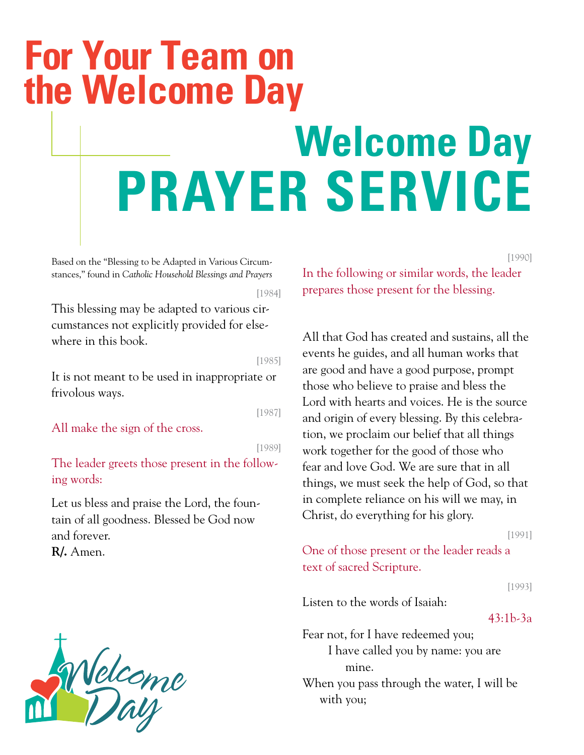# For Your Team on the Welcome Day

## Welcome Day PRAYER SERVICE

Based on the "Blessing to be Adapted in Various Circumstances," found in *Catholic Household Blessings and Prayers*

[1984]

This blessing may be adapted to various circumstances not explicitly provided for elsewhere in this book.

[1985]

It is not meant to be used in inappropriate or frivolous ways.

[1987]

All make the sign of the cross.

[1989]

The leader greets those present in the following words:

Let us bless and praise the Lord, the fountain of all goodness. Blessed be God now and forever.
**R/.** Amen.

[1990]

In the following or similar words, the leader prepares those present for the blessing.

All that God has created and sustains, all the events he guides, and all human works that are good and have a good purpose, prompt those who believe to praise and bless the Lord with hearts and voices. He is the source and origin of every blessing. By this celebration, we proclaim our belief that all things work together for the good of those who fear and love God. We are sure that in all things, we must seek the help of God, so that in complete reliance on his will we may, in Christ, do everything for his glory.

[1991]

One of those present or the leader reads a text of sacred Scripture.

[1993]

Listen to the words of Isaiah:

43:1b-3a

Fear not, for I have redeemed you;
 I have called you by name: you are mine.
When you pass through the water, I will be with you;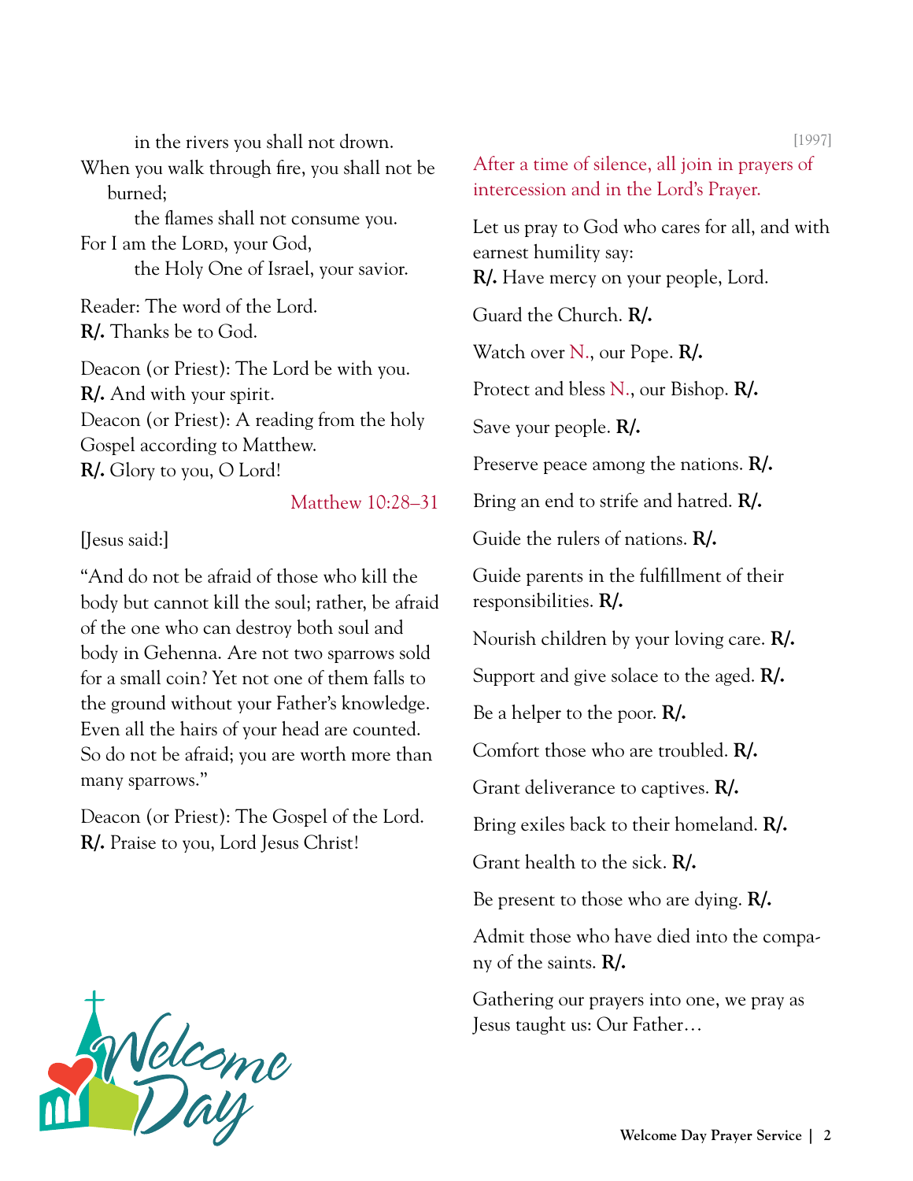in the rivers you shall not drown.  
When you walk through fire, you shall not be burned;  
the flames shall not consume you.  
For I am the Lord, your God,  
the Holy One of Israel, your savior.

Reader: The word of the Lord.  
**R/.** Thanks be to God.

Deacon (or Priest): The Lord be with you.  
**R/.** And with your spirit.  
Deacon (or Priest): A reading from the holy Gospel according to Matthew.  
**R/.** Glory to you, O Lord!

Matthew 10:28–31

[Jesus said:]

"And do not be afraid of those who kill the body but cannot kill the soul; rather, be afraid of the one who can destroy both soul and body in Gehenna. Are not two sparrows sold for a small coin? Yet not one of them falls to the ground without your Father's knowledge. Even all the hairs of your head are counted. So do not be afraid; you are worth more than many sparrows."

Deacon (or Priest): The Gospel of the Lord.  
**R/.** Praise to you, Lord Jesus Christ!

[1997]

After a time of silence, all join in prayers of intercession and in the Lord's Prayer.

Let us pray to God who cares for all, and with earnest humility say:  
**R/.** Have mercy on your people, Lord.

Guard the Church. **R/.**

Watch over N., our Pope. **R/.**

Protect and bless N., our Bishop. **R/.**

Save your people. **R/.**

Preserve peace among the nations. **R/.**

Bring an end to strife and hatred. **R/.**

Guide the rulers of nations. **R/.**

Guide parents in the fulfillment of their responsibilities. **R/.**

Nourish children by your loving care. **R/.**

Support and give solace to the aged. **R/.**

Be a helper to the poor. **R/.**

Comfort those who are troubled. **R/.**

Grant deliverance to captives. **R/.**

Bring exiles back to their homeland. **R/.**

Grant health to the sick. **R/.**

Be present to those who are dying. **R/.**

Admit those who have died into the company of the saints. **R/.**

Gathering our prayers into one, we pray as Jesus taught us: Our Father…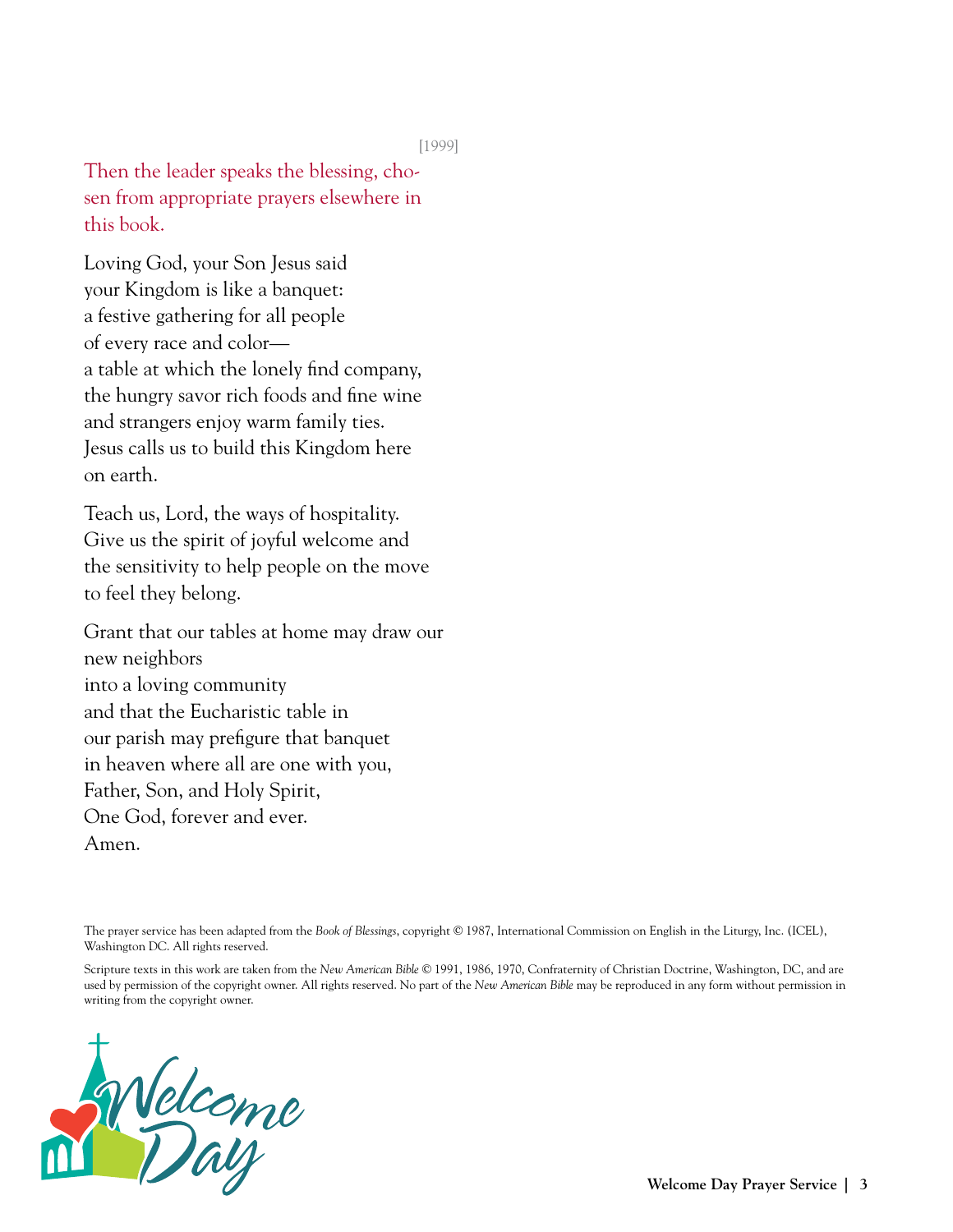[1999]

*Then the leader speaks the blessing, chosen from appropriate prayers elsewhere in this book.*

Loving God, your Son Jesus said
your Kingdom is like a banquet:
a festive gathering for all people
of every race and color—
a table at which the lonely find company,
the hungry savor rich foods and fine wine
and strangers enjoy warm family ties.
Jesus calls us to build this Kingdom here
on earth.

Teach us, Lord, the ways of hospitality.
Give us the spirit of joyful welcome and
the sensitivity to help people on the move
to feel they belong.

Grant that our tables at home may draw our
new neighbors
into a loving community
and that the Eucharistic table in
our parish may prefigure that banquet
in heaven where all are one with you,
Father, Son, and Holy Spirit,
One God, forever and ever.
Amen.

The prayer service has been adapted from the *Book of Blessings*, copyright © 1987, International Commission on English in the Liturgy, Inc. (ICEL), Washington DC. All rights reserved.

Scripture texts in this work are taken from the *New American Bible* © 1991, 1986, 1970, Confraternity of Christian Doctrine, Washington, DC, and are used by permission of the copyright owner. All rights reserved. No part of the *New American Bible* may be reproduced in any form without permission in writing from the copyright owner.

Welcome Day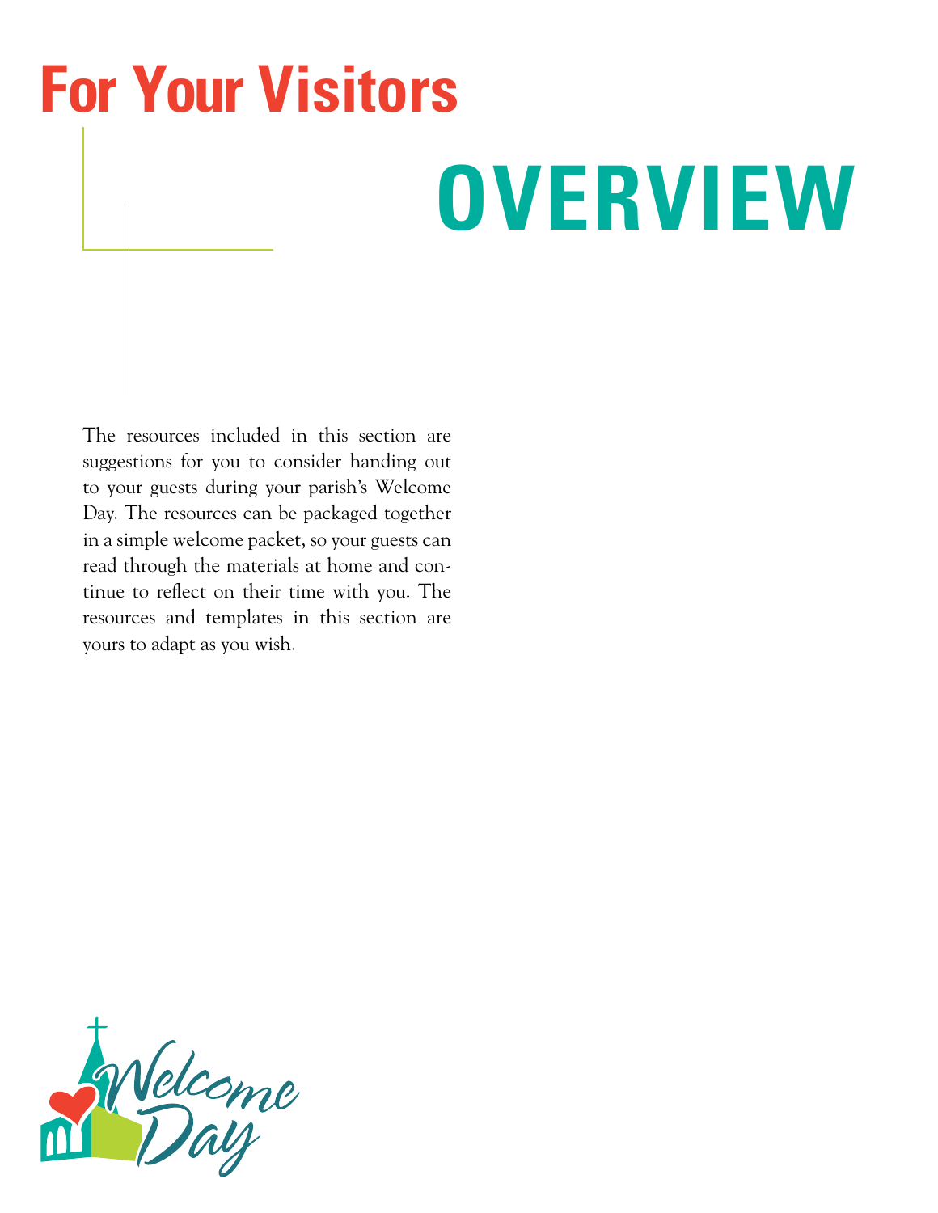# For Your Visitors

## OVERVIEW

The resources included in this section are suggestions for you to consider handing out to your guests during your parish's Welcome Day. The resources can be packaged together in a simple welcome packet, so your guests can read through the materials at home and continue to reflect on their time with you. The resources and templates in this section are yours to adapt as you wish.

Welcome Day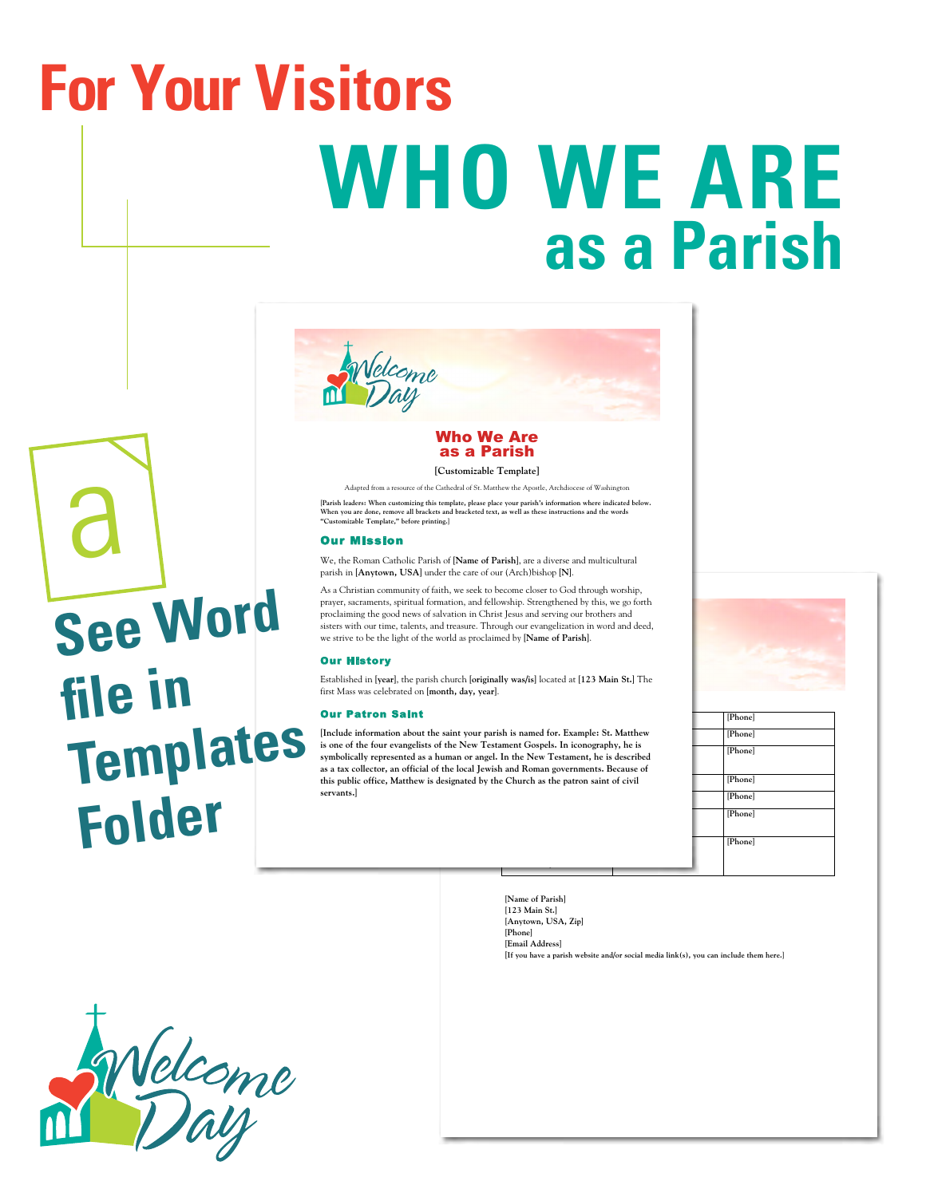# For Your Visitors

# WHO WE ARE as a Parish

a

**See Word file in Templates Folder**

## Who We Are as a Parish

**[Customizable Template]**

Adapted from a resource of the Cathedral of St. Matthew the Apostle, Archdiocese of Washington

**[Parish leaders: When customizing this template, please place your parish's information where indicated below. When you are done, remove all brackets and bracketed text, as well as these instructions and the words "Customizable Template," before printing.]**

### Our Mission

We, the Roman Catholic Parish of **[Name of Parish]**, are a diverse and multicultural parish in **[Anytown, USA]** under the care of our (Arch)bishop **[N]**.

As a Christian community of faith, we seek to become closer to God through worship, prayer, sacraments, spiritual formation, and fellowship. Strengthened by this, we go forth proclaiming the good news of salvation in Christ Jesus and serving our brothers and sisters with our time, talents, and treasure. Through our evangelization in word and deed, we strive to be the light of the world as proclaimed by **[Name of Parish]**.

### Our History

Established in **[year]**, the parish church **[originally was/is]** located at **[123 Main St.]** The first Mass was celebrated on **[month, day, year]**.

### Our Patron Saint

**[Include information about the saint your parish is named for. Example: St. Matthew is one of the four evangelists of the New Testament Gospels. In iconography, he is symbolically represented as a human or angel. In the New Testament, he is described as a tax collector, an official of the local Jewish and Roman governments. Because of this public office, Matthew is designated by the Church as the patron saint of civil servants.]**

| | | |
|---|---|---|
| | | [Phone] |
| | | [Phone] |
| | | [Phone] |
| | | [Phone] |
| | | [Phone] |
| | | [Phone] |
| | | [Phone] |

[Name of Parish]
[123 Main St.]
[Anytown, USA, Zip]
[Phone]
[Email Address]
**[If you have a parish website and/or social media link(s), you can include them here.]**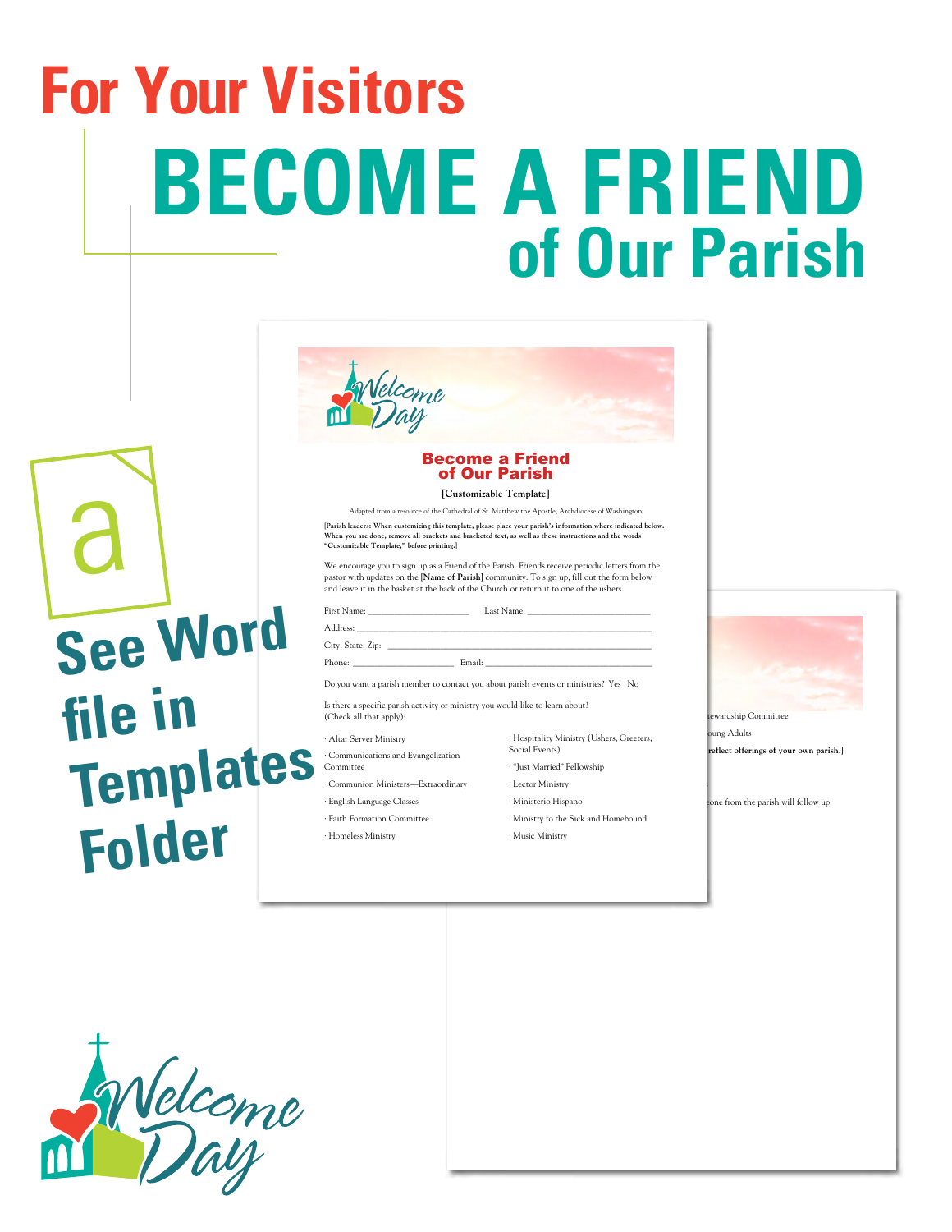# For Your Visitors

# BECOME A FRIEND of Our Parish

**See Word file in Templates Folder**

## Become a Friend of Our Parish

[Customizable Template]

Adapted from a resource of the Cathedral of St. Matthew the Apostle, Archdiocese of Washington

**[Parish leaders: When customizing this template, please place your parish's information where indicated below. When you are done, remove all brackets and bracketed text, as well as these instructions and the words "Customizable Template," before printing.]**

We encourage you to sign up as a Friend of the Parish. Friends receive periodic letters from the pastor with updates on the **[Name of Parish]** community. To sign up, fill out the form below and leave it in the basket at the back of the Church or return it to one of the ushers.

First Name: ____________________ Last Name: ________________________

Address: ______________________________________________________

City, State, Zip: ________________________________________________

Phone: ____________________ Email: ________________________________

Do you want a parish member to contact you about parish events or ministries? Yes No

Is there a specific parish activity or ministry you would like to learn about?
(Check all that apply):

- Altar Server Ministry
- Communications and Evangelization Committee
- Communion Ministers—Extraordinary
- English Language Classes
- Faith Formation Committee
- Homeless Ministry
- Hospitality Ministry (Ushers, Greeters, Social Events)
- "Just Married" Fellowship
- Lector Ministry
- Ministerio Hispano
- Ministry to the Sick and Homebound
- Music Ministry

Welcome Day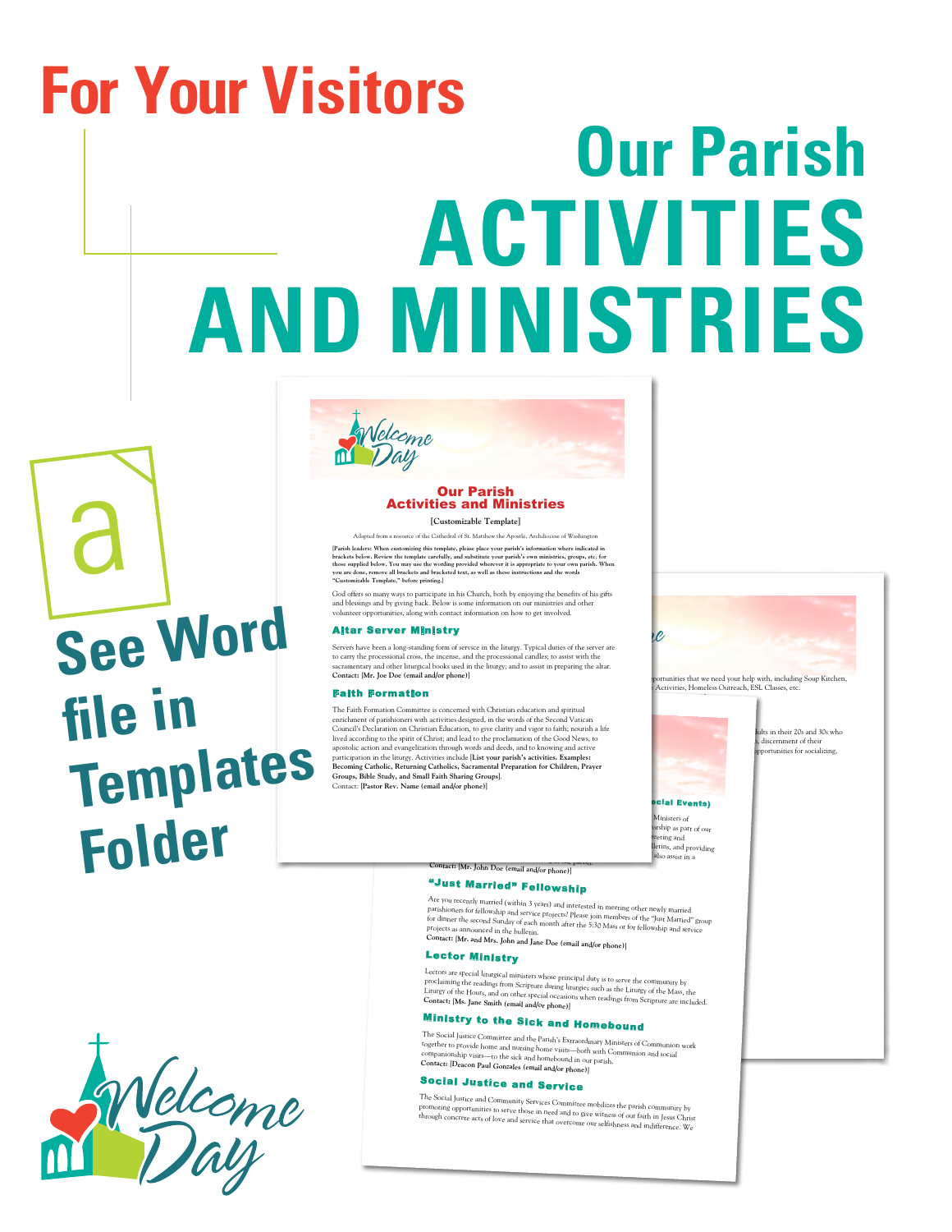# For Your Visitors

## Our Parish ACTIVITIES AND MINISTRIES

a

**See Word file in Templates Folder**

### Our Parish Activities and Ministries

[Customizable Template]

Adapted from a resource of the Cathedral of St. Matthew the Apostle, Archdiocese of Washington

**[Parish leaders: When customizing this template, please place your parish's information where indicated in brackets below. Review the template carefully, and substitute your parish's own ministries, groups, etc. for those supplied below. You may use the wording provided wherever it is appropriate to your own parish. When you are done, remove all brackets and bracketed text, as well as these instructions and the words "Customizable Template," before printing.]**

God offers so many ways to participate in his Church, both by enjoying the benefits of his gifts and blessings and by giving back. Below is some information on our ministries and other volunteer opportunities, along with contact information on how to get involved.

#### Altar Server Ministry

Servers have been a long-standing form of service in the liturgy. Typical duties of the server are to carry the processional cross, the incense, and the processional candles; to assist with the sacramentary and other liturgical books used in the liturgy; and to assist in preparing the altar.
**Contact: [Mr. Joe Doe (email and/or phone)]**

#### Faith Formation

The Faith Formation Committee is concerned with Christian education and spiritual enrichment of parishioners with activities designed, in the words of the Second Vatican Council's Declaration on Christian Education, to give clarity and vigor to faith; nourish a life lived according to the spirit of Christ; and lead to the proclamation of the Good News, to apostolic action and evangelization through words and deeds, and to knowing and active participation in the liturgy. Activities include **[List your parish's activities. Examples: Becoming Catholic, Returning Catholics, Sacramental Preparation for Children, Prayer Groups, Bible Study, and Small Faith Sharing Groups]**.
Contact: **[Pastor Rev. Name (email and/or phone)]**

**Contact: [Mr. John Doe (email and/or phone)]**

#### "Just Married" Fellowship

Are you recently married (within 3 years) and interested in meeting other newly married parishioners for fellowship and service projects? Please join members of the "Just Married" group for dinner the second Sunday of each month after the 5:30 Mass or for fellowship and service projects as announced in the bulletin.
**Contact: [Mr. and Mrs. John and Jane Doe (email and/or phone)]**

#### Lector Ministry

Lectors are special liturgical ministers whose principal duty is to serve the community by proclaiming the readings from Scripture during liturgies such as the Liturgy of the Mass, the Liturgy of the Hours, and on other special occasions when readings from Scripture are included.
**Contact: [Ms. Jane Smith (email and/or phone)]**

#### Ministry to the Sick and Homebound

The Social Justice Committee and the Parish's Extraordinary Ministers of Communion work together to provide home and nursing home visits—both with Communion and social companionship visits—to the sick and homebound in our parish.
**Contact: [Deacon Paul Gonzales (email and/or phone)]**

#### Social Justice and Service

The Social Justice and Community Services Committee mobilizes the parish community by promoting opportunities to serve those in need and to give witness of our faith in Jesus Christ through concrete acts of love and service that overcome our selfishness and indifference. We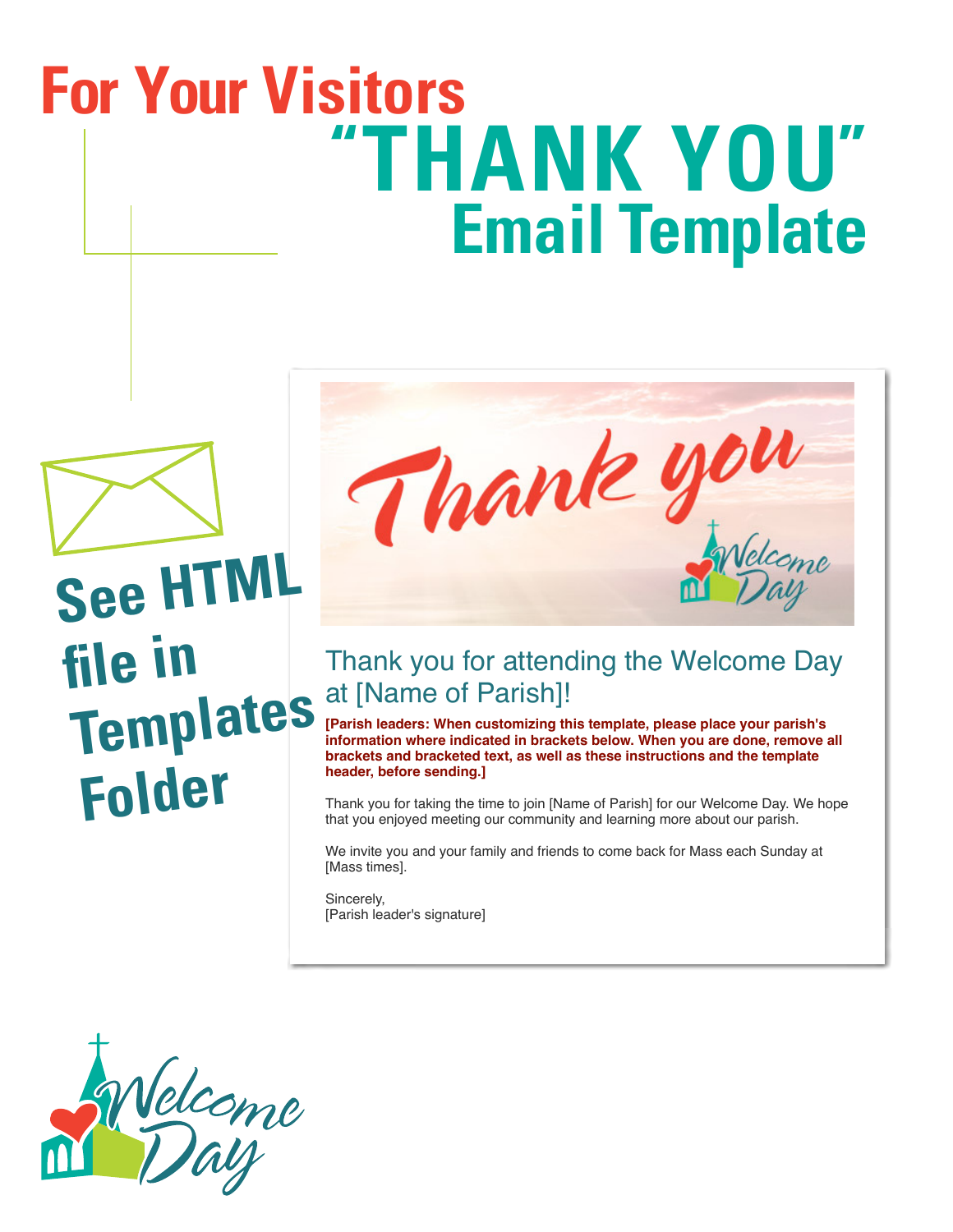# For Your Visitors

# "THANK YOU" Email Template

**See HTML file in Templates Folder**

Thank you

Welcome Day

## Thank you for attending the Welcome Day at [Name of Parish]!

**[Parish leaders: When customizing this template, please place your parish's information where indicated in brackets below. When you are done, remove all brackets and bracketed text, as well as these instructions and the template header, before sending.]**

Thank you for taking the time to join [Name of Parish] for our Welcome Day. We hope that you enjoyed meeting our community and learning more about our parish.

We invite you and your family and friends to come back for Mass each Sunday at [Mass times].

Sincerely,
[Parish leader's signature]

Welcome Day